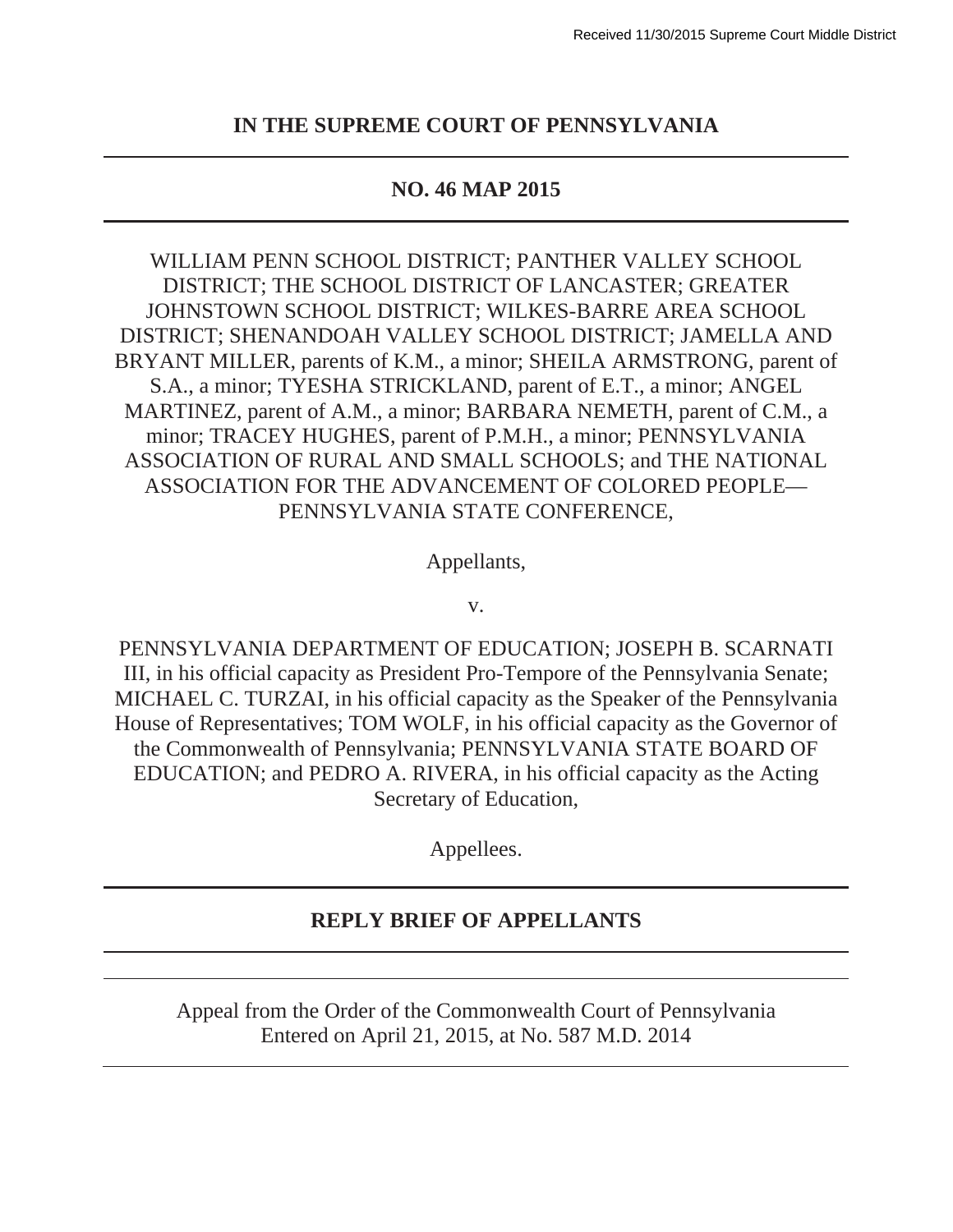Received 11/30/2015 Supreme Court Middle District

**IN THE SUPREME COURT OF PENNSYLVANIA**

---

**NO. 46 MAP 2015**

---

WILLIAM PENN SCHOOL DISTRICT; PANTHER VALLEY SCHOOL DISTRICT; THE SCHOOL DISTRICT OF LANCASTER; GREATER JOHNSTOWN SCHOOL DISTRICT; WILKES-BARRE AREA SCHOOL DISTRICT; SHENANDOAH VALLEY SCHOOL DISTRICT; JAMELLA AND BRYANT MILLER, parents of K.M., a minor; SHEILA ARMSTRONG, parent of S.A., a minor; TYESHA STRICKLAND, parent of E.T., a minor; ANGEL MARTINEZ, parent of A.M., a minor; BARBARA NEMETH, parent of C.M., a minor; TRACEY HUGHES, parent of P.M.H., a minor; PENNSYLVANIA ASSOCIATION OF RURAL AND SMALL SCHOOLS; and THE NATIONAL ASSOCIATION FOR THE ADVANCEMENT OF COLORED PEOPLE—PENNSYLVANIA STATE CONFERENCE,

Appellants,

v.

PENNSYLVANIA DEPARTMENT OF EDUCATION; JOSEPH B. SCARNATI III, in his official capacity as President Pro-Tempore of the Pennsylvania Senate; MICHAEL C. TURZAI, in his official capacity as the Speaker of the Pennsylvania House of Representatives; TOM WOLF, in his official capacity as the Governor of the Commonwealth of Pennsylvania; PENNSYLVANIA STATE BOARD OF EDUCATION; and PEDRO A. RIVERA, in his official capacity as the Acting Secretary of Education,

Appellees.

---

**REPLY BRIEF OF APPELLANTS**

---

Appeal from the Order of the Commonwealth Court of Pennsylvania Entered on April 21, 2015, at No. 587 M.D. 2014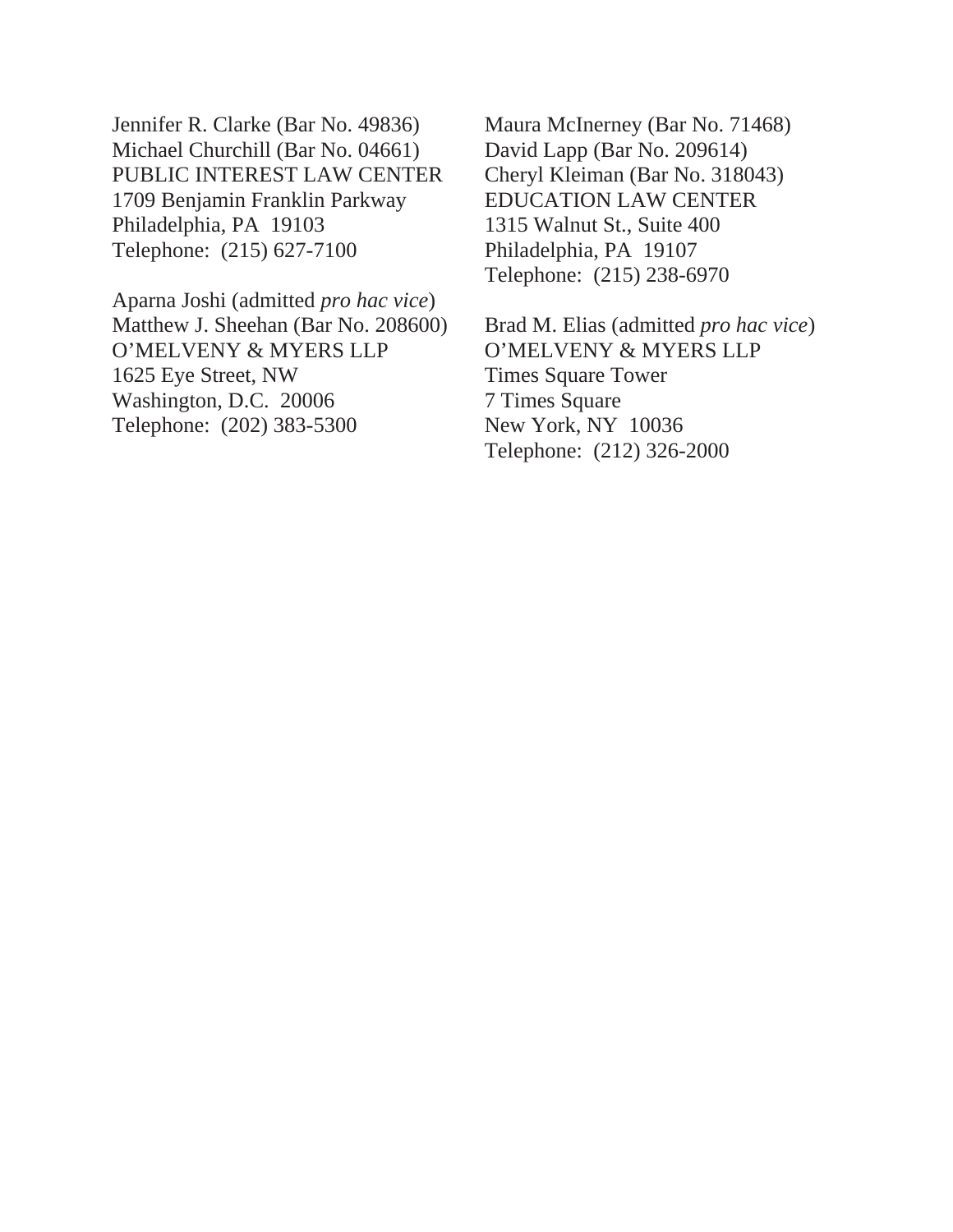Jennifer R. Clarke (Bar No. 49836)
Michael Churchill (Bar No. 04661)
PUBLIC INTEREST LAW CENTER
1709 Benjamin Franklin Parkway
Philadelphia, PA 19103
Telephone: (215) 627-7100

Aparna Joshi (admitted *pro hac vice*)
Matthew J. Sheehan (Bar No. 208600)
O'MELVENY & MYERS LLP
1625 Eye Street, NW
Washington, D.C. 20006
Telephone: (202) 383-5300

Maura McInerney (Bar No. 71468)
David Lapp (Bar No. 209614)
Cheryl Kleiman (Bar No. 318043)
EDUCATION LAW CENTER
1315 Walnut St., Suite 400
Philadelphia, PA 19107
Telephone: (215) 238-6970

Brad M. Elias (admitted *pro hac vice*)
O'MELVENY & MYERS LLP
Times Square Tower
7 Times Square
New York, NY 10036
Telephone: (212) 326-2000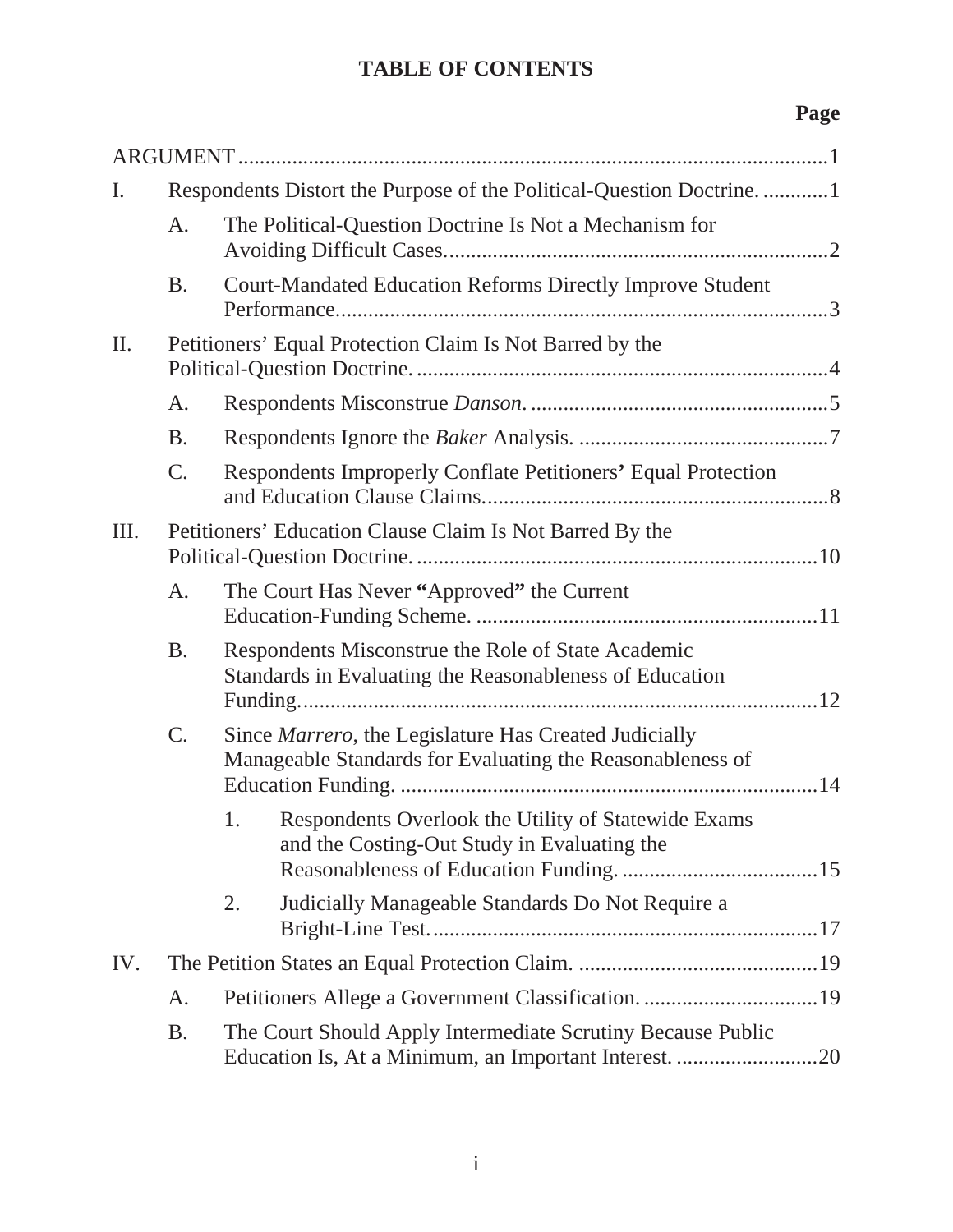# TABLE OF CONTENTS

| | Page |
|---|---|
| ARGUMENT | 1 |
| I. Respondents Distort the Purpose of the Political-Question Doctrine. | 1 |
| A. The Political-Question Doctrine Is Not a Mechanism for Avoiding Difficult Cases. | 2 |
| B. Court-Mandated Education Reforms Directly Improve Student Performance. | 3 |
| II. Petitioners' Equal Protection Claim Is Not Barred by the Political-Question Doctrine. | 4 |
| A. Respondents Misconstrue *Danson*. | 5 |
| B. Respondents Ignore the *Baker* Analysis. | 7 |
| C. Respondents Improperly Conflate Petitioners**'** Equal Protection and Education Clause Claims. | 8 |
| III. Petitioners' Education Clause Claim Is Not Barred By the Political-Question Doctrine. | 10 |
| A. The Court Has Never **"**Approved**"** the Current Education-Funding Scheme. | 11 |
| B. Respondents Misconstrue the Role of State Academic Standards in Evaluating the Reasonableness of Education Funding. | 12 |
| C. Since *Marrero*, the Legislature Has Created Judicially Manageable Standards for Evaluating the Reasonableness of Education Funding. | 14 |
| 1. Respondents Overlook the Utility of Statewide Exams and the Costing-Out Study in Evaluating the Reasonableness of Education Funding. | 15 |
| 2. Judicially Manageable Standards Do Not Require a Bright-Line Test. | 17 |
| IV. The Petition States an Equal Protection Claim. | 19 |
| A. Petitioners Allege a Government Classification. | 19 |
| B. The Court Should Apply Intermediate Scrutiny Because Public Education Is, At a Minimum, an Important Interest. | 20 |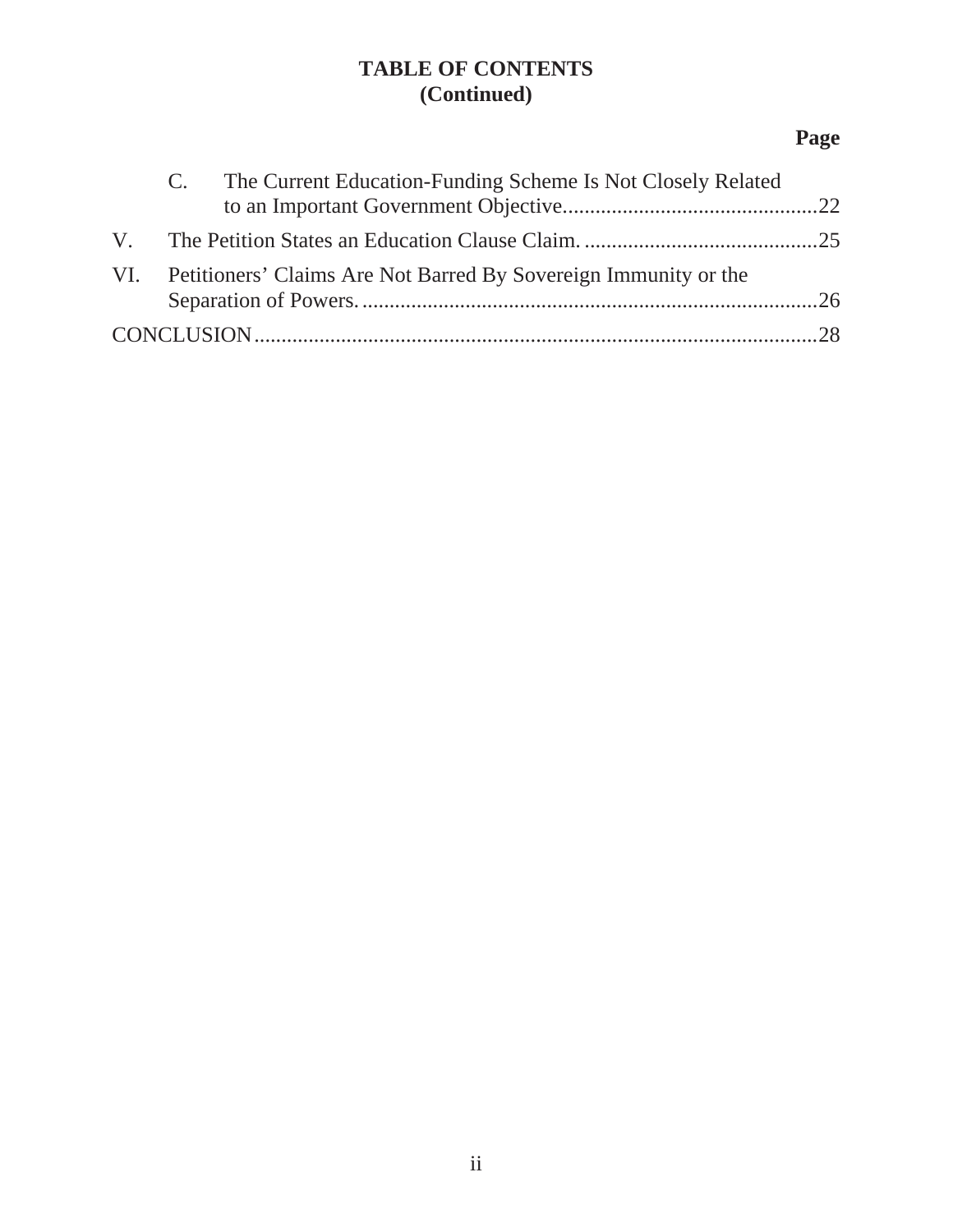**TABLE OF CONTENTS**
**(Continued)**

**Page**

- C. The Current Education-Funding Scheme Is Not Closely Related to an Important Government Objective....22

V. The Petition States an Education Clause Claim....25

VI. Petitioners' Claims Are Not Barred By Sovereign Immunity or the Separation of Powers....26

CONCLUSION....28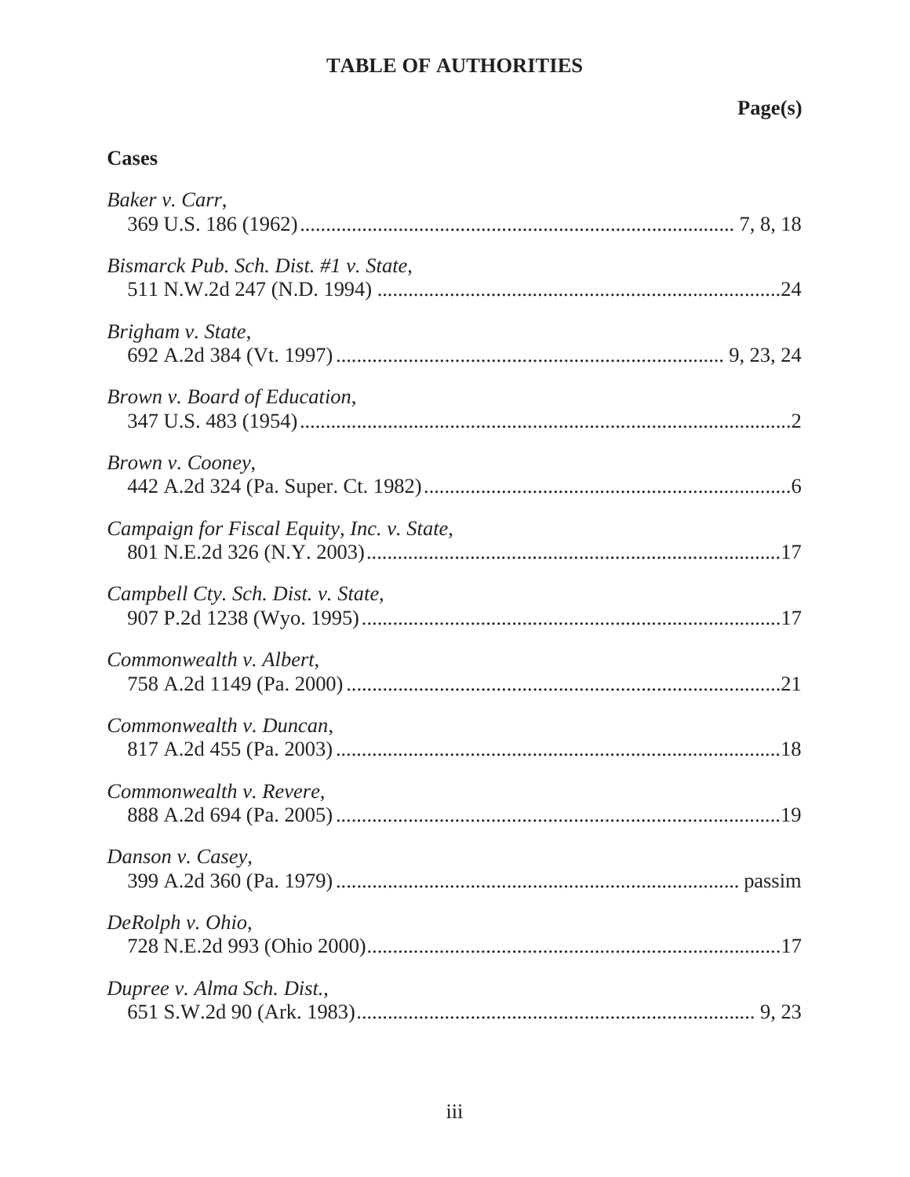## TABLE OF AUTHORITIES

**Page(s)**

### Cases

*Baker v. Carr*,
369 U.S. 186 (1962) .......... 7, 8, 18

*Bismarck Pub. Sch. Dist. #1 v. State*,
511 N.W.2d 247 (N.D. 1994) .......... 24

*Brigham v. State*,
692 A.2d 384 (Vt. 1997) .......... 9, 23, 24

*Brown v. Board of Education*,
347 U.S. 483 (1954) .......... 2

*Brown v. Cooney*,
442 A.2d 324 (Pa. Super. Ct. 1982) .......... 6

*Campaign for Fiscal Equity, Inc. v. State*,
801 N.E.2d 326 (N.Y. 2003) .......... 17

*Campbell Cty. Sch. Dist. v. State*,
907 P.2d 1238 (Wyo. 1995) .......... 17

*Commonwealth v. Albert*,
758 A.2d 1149 (Pa. 2000) .......... 21

*Commonwealth v. Duncan*,
817 A.2d 455 (Pa. 2003) .......... 18

*Commonwealth v. Revere*,
888 A.2d 694 (Pa. 2005) .......... 19

*Danson v. Casey*,
399 A.2d 360 (Pa. 1979) .......... passim

*DeRolph v. Ohio*,
728 N.E.2d 993 (Ohio 2000) .......... 17

*Dupree v. Alma Sch. Dist.*,
651 S.W.2d 90 (Ark. 1983) .......... 9, 23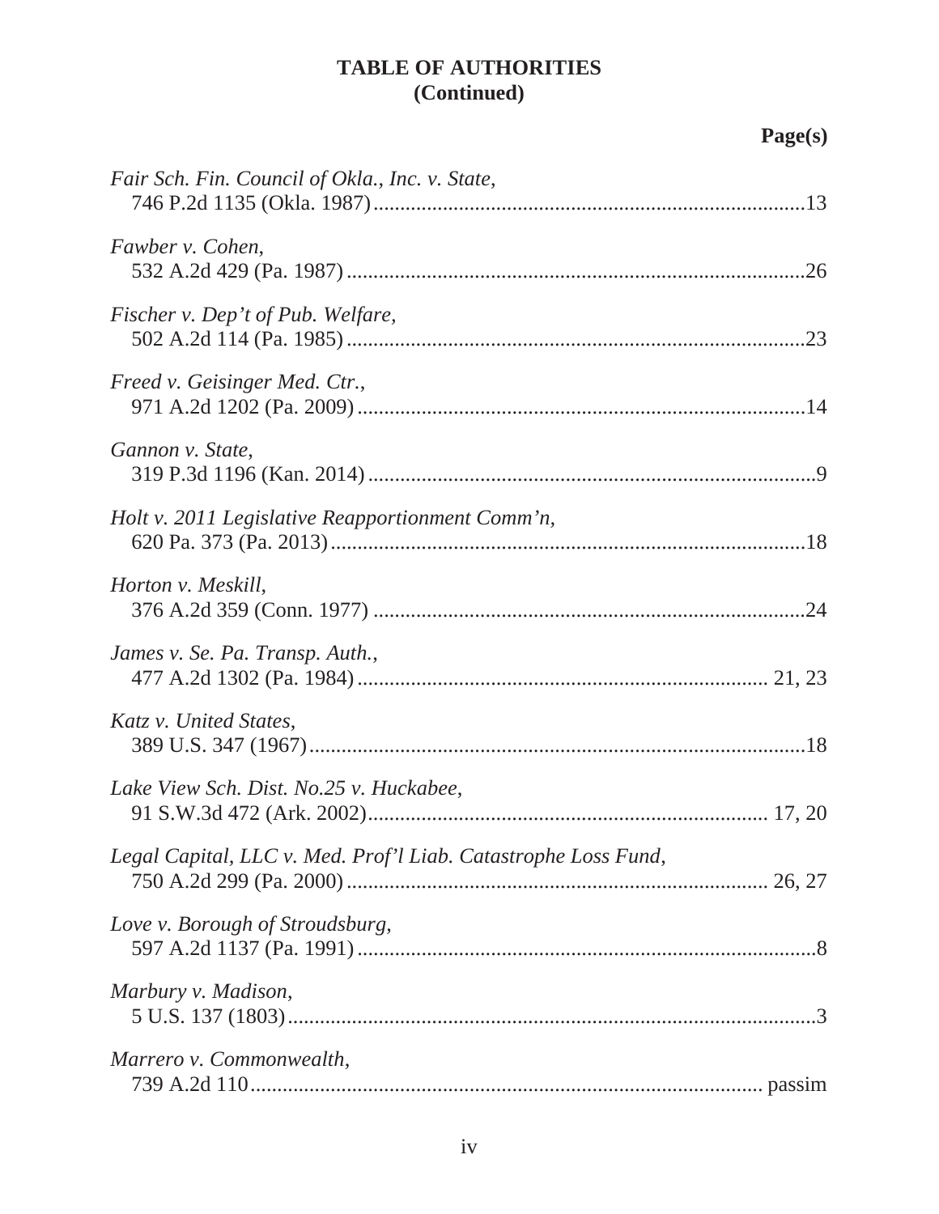**TABLE OF AUTHORITIES (Continued)**

**Page(s)**

*Fair Sch. Fin. Council of Okla., Inc. v. State*,
746 P.2d 1135 (Okla. 1987) .......... 13

*Fawber v. Cohen*,
532 A.2d 429 (Pa. 1987) .......... 26

*Fischer v. Dep't of Pub. Welfare*,
502 A.2d 114 (Pa. 1985) .......... 23

*Freed v. Geisinger Med. Ctr.*,
971 A.2d 1202 (Pa. 2009) .......... 14

*Gannon v. State*,
319 P.3d 1196 (Kan. 2014) .......... 9

*Holt v. 2011 Legislative Reapportionment Comm'n*,
620 Pa. 373 (Pa. 2013) .......... 18

*Horton v. Meskill*,
376 A.2d 359 (Conn. 1977) .......... 24

*James v. Se. Pa. Transp. Auth.*,
477 A.2d 1302 (Pa. 1984) .......... 21, 23

*Katz v. United States*,
389 U.S. 347 (1967) .......... 18

*Lake View Sch. Dist. No.25 v. Huckabee*,
91 S.W.3d 472 (Ark. 2002) .......... 17, 20

*Legal Capital, LLC v. Med. Prof'l Liab. Catastrophe Loss Fund*,
750 A.2d 299 (Pa. 2000) .......... 26, 27

*Love v. Borough of Stroudsburg*,
597 A.2d 1137 (Pa. 1991) .......... 8

*Marbury v. Madison*,
5 U.S. 137 (1803) .......... 3

*Marrero v. Commonwealth*,
739 A.2d 110 .......... passim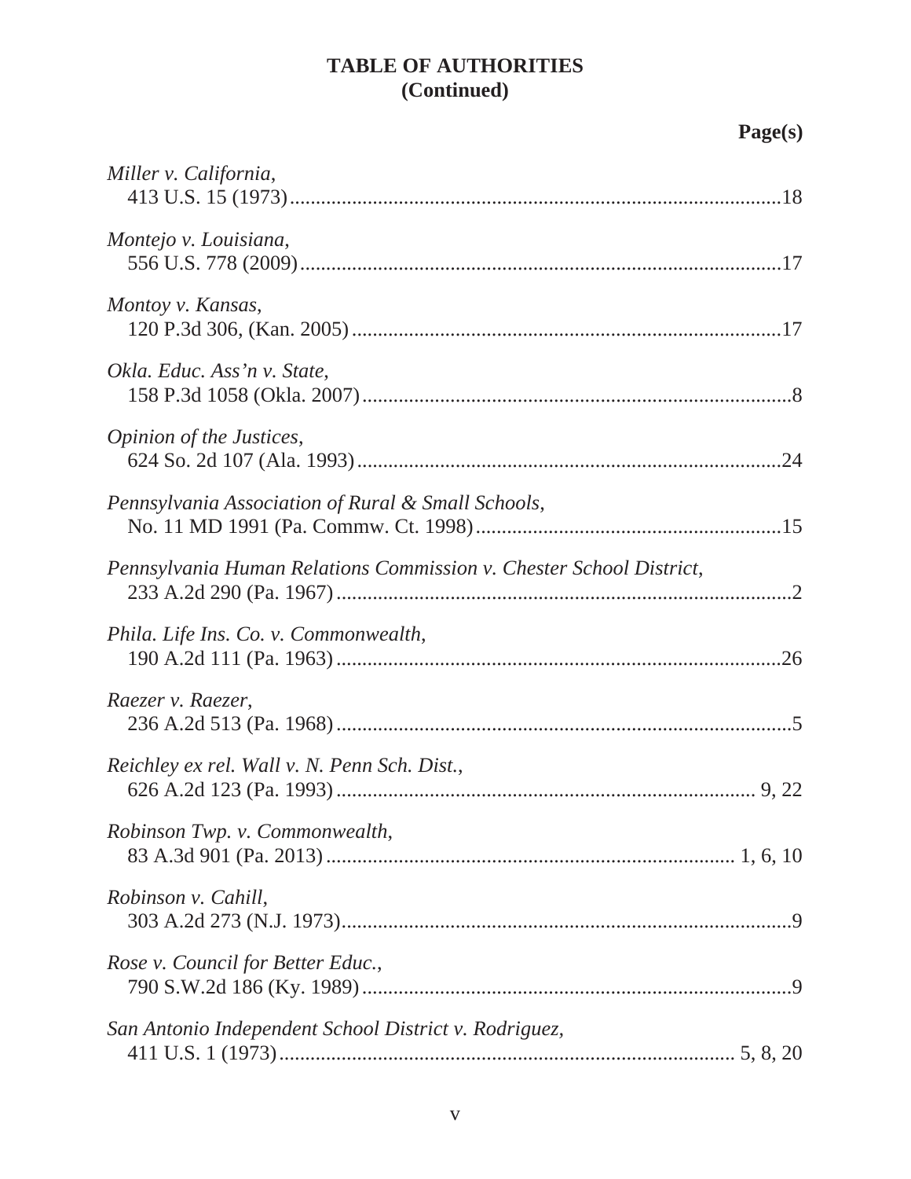**TABLE OF AUTHORITIES**
**(Continued)**

**Page(s)**

*Miller v. California*,
413 U.S. 15 (1973)....................................................................................18

*Montejo v. Louisiana*,
556 U.S. 778 (2009)..................................................................................17

*Montoy v. Kansas*,
120 P.3d 306, (Kan. 2005)........................................................................17

*Okla. Educ. Ass'n v. State*,
158 P.3d 1058 (Okla. 2007).........................................................................8

*Opinion of the Justices*,
624 So. 2d 107 (Ala. 1993)........................................................................24

*Pennsylvania Association of Rural & Small Schools*,
No. 11 MD 1991 (Pa. Commw. Ct. 1998)..................................................15

*Pennsylvania Human Relations Commission v. Chester School District*,
233 A.2d 290 (Pa. 1967)..............................................................................2

*Phila. Life Ins. Co. v. Commonwealth*,
190 A.2d 111 (Pa. 1963)............................................................................26

*Raezer v. Raezer*,
236 A.2d 513 (Pa. 1968)..............................................................................5

*Reichley ex rel. Wall v. N. Penn Sch. Dist.*,
626 A.2d 123 (Pa. 1993)........................................................................ 9, 22

*Robinson Twp. v. Commonwealth*,
83 A.3d 901 (Pa. 2013)....................................................................... 1, 6, 10

*Robinson v. Cahill*,
303 A.2d 273 (N.J. 1973)..............................................................................9

*Rose v. Council for Better Educ.*,
790 S.W.2d 186 (Ky. 1989)..........................................................................9

*San Antonio Independent School District v. Rodriguez*,
411 U.S. 1 (1973)................................................................................ 5, 8, 20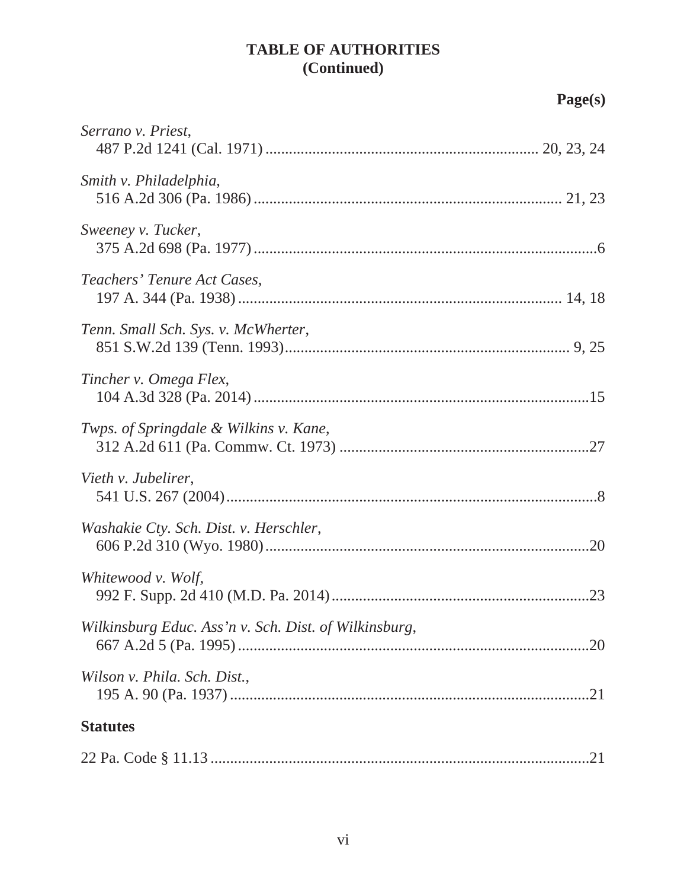# TABLE OF AUTHORITIES
## (Continued)

**Page(s)**

*Serrano v. Priest*,
487 P.2d 1241 (Cal. 1971) .................................................................... 20, 23, 24

*Smith v. Philadelphia*,
516 A.2d 306 (Pa. 1986) ......................................................................... 21, 23

*Sweeney v. Tucker*,
375 A.2d 698 (Pa. 1977) ..................................................................................6

*Teachers' Tenure Act Cases*,
197 A. 344 (Pa. 1938) ............................................................................. 14, 18

*Tenn. Small Sch. Sys. v. McWherter*,
851 S.W.2d 139 (Tenn. 1993)......................................................................... 9, 25

*Tincher v. Omega Flex*,
104 A.3d 328 (Pa. 2014) ..................................................................................15

*Twps. of Springdale & Wilkins v. Kane*,
312 A.2d 611 (Pa. Commw. Ct. 1973) ...............................................................27

*Vieth v. Jubelirer*,
541 U.S. 267 (2004)..............................................................................................8

*Washakie Cty. Sch. Dist. v. Herschler*,
606 P.2d 310 (Wyo. 1980)..................................................................................20

*Whitewood v. Wolf*,
992 F. Supp. 2d 410 (M.D. Pa. 2014).................................................................23

*Wilkinsburg Educ. Ass'n v. Sch. Dist. of Wilkinsburg*,
667 A.2d 5 (Pa. 1995) ..........................................................................................20

*Wilson v. Phila. Sch. Dist.*,
195 A. 90 (Pa. 1937) ............................................................................................21

**Statutes**

22 Pa. Code § 11.13 .................................................................................................21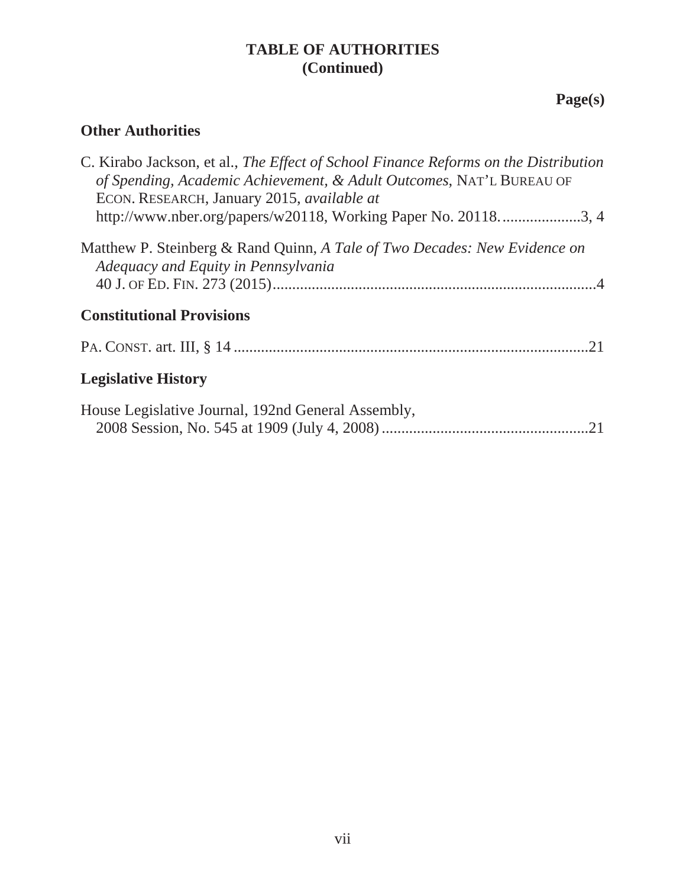**TABLE OF AUTHORITIES**
**(Continued)**

**Page(s)**

## Other Authorities

C. Kirabo Jackson, et al., *The Effect of School Finance Reforms on the Distribution of Spending, Academic Achievement, & Adult Outcomes*, NAT'L BUREAU OF ECON. RESEARCH, January 2015, *available at* http://www.nber.org/papers/w20118, Working Paper No. 20118. ....................3, 4

Matthew P. Steinberg & Rand Quinn, *A Tale of Two Decades: New Evidence on Adequacy and Equity in Pennsylvania* 40 J. OF ED. FIN. 273 (2015)..................................................................................4

## Constitutional Provisions

PA. CONST. art. III, § 14 ..........................................................................................21

## Legislative History

House Legislative Journal, 192nd General Assembly, 2008 Session, No. 545 at 1909 (July 4, 2008) .....................................................21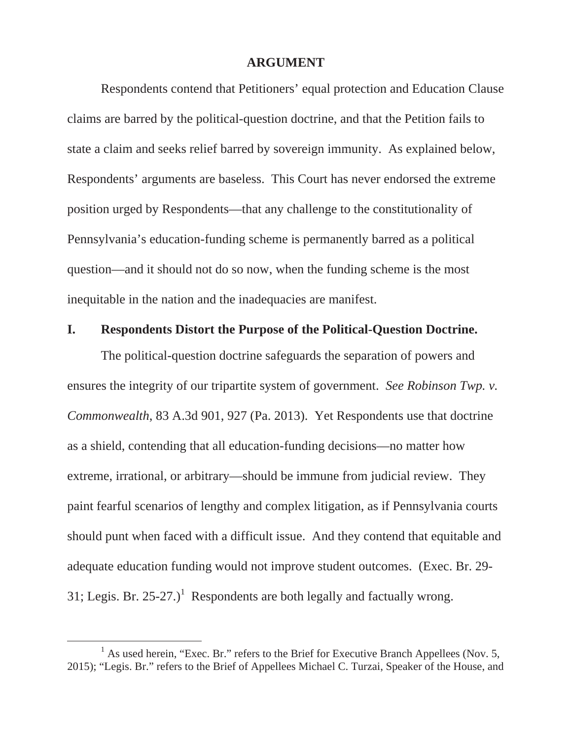## ARGUMENT

Respondents contend that Petitioners' equal protection and Education Clause claims are barred by the political-question doctrine, and that the Petition fails to state a claim and seeks relief barred by sovereign immunity. As explained below, Respondents' arguments are baseless. This Court has never endorsed the extreme position urged by Respondents—that any challenge to the constitutionality of Pennsylvania's education-funding scheme is permanently barred as a political question—and it should not do so now, when the funding scheme is the most inequitable in the nation and the inadequacies are manifest.

### I. Respondents Distort the Purpose of the Political-Question Doctrine.

The political-question doctrine safeguards the separation of powers and ensures the integrity of our tripartite system of government. *See Robinson Twp. v. Commonwealth*, 83 A.3d 901, 927 (Pa. 2013). Yet Respondents use that doctrine as a shield, contending that all education-funding decisions—no matter how extreme, irrational, or arbitrary—should be immune from judicial review. They paint fearful scenarios of lengthy and complex litigation, as if Pennsylvania courts should punt when faced with a difficult issue. And they contend that equitable and adequate education funding would not improve student outcomes. (Exec. Br. 29-31; Legis. Br. 25-27.)[1] Respondents are both legally and factually wrong.

---

[1] As used herein, "Exec. Br." refers to the Brief for Executive Branch Appellees (Nov. 5, 2015); "Legis. Br." refers to the Brief of Appellees Michael C. Turzai, Speaker of the House, and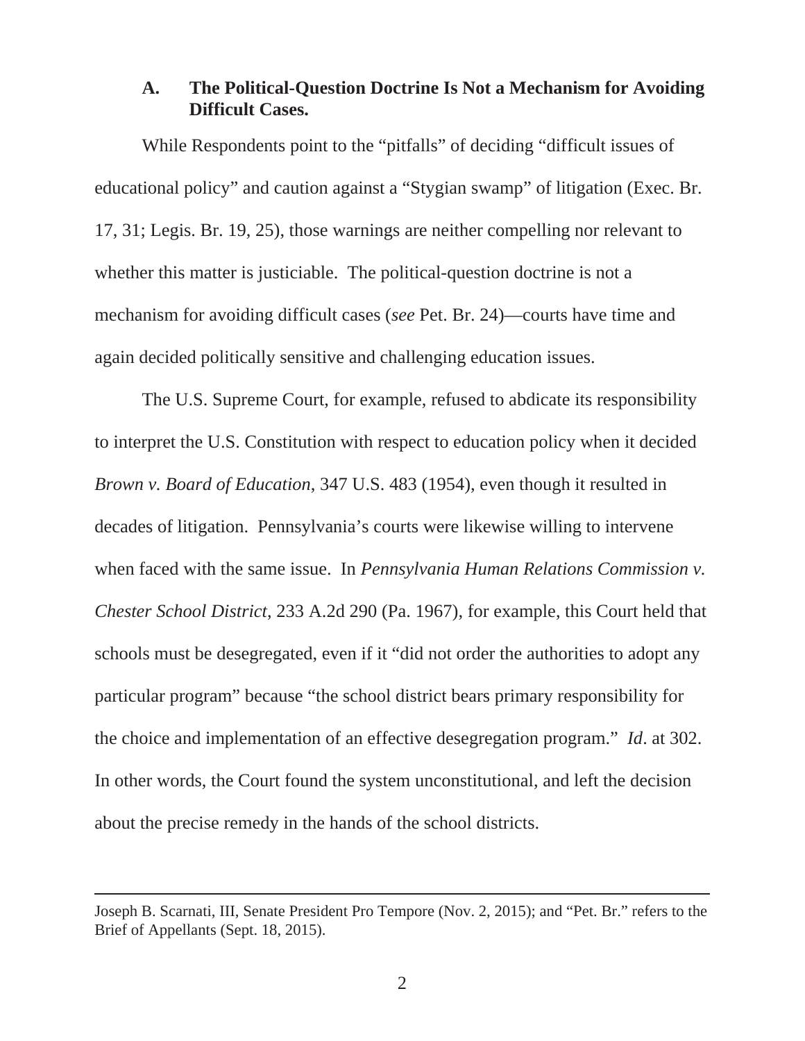### A. The Political-Question Doctrine Is Not a Mechanism for Avoiding Difficult Cases.

While Respondents point to the "pitfalls" of deciding "difficult issues of educational policy" and caution against a "Stygian swamp" of litigation (Exec. Br. 17, 31; Legis. Br. 19, 25), those warnings are neither compelling nor relevant to whether this matter is justiciable. The political-question doctrine is not a mechanism for avoiding difficult cases (*see* Pet. Br. 24)—courts have time and again decided politically sensitive and challenging education issues.

The U.S. Supreme Court, for example, refused to abdicate its responsibility to interpret the U.S. Constitution with respect to education policy when it decided *Brown v. Board of Education*, 347 U.S. 483 (1954), even though it resulted in decades of litigation. Pennsylvania's courts were likewise willing to intervene when faced with the same issue. In *Pennsylvania Human Relations Commission v. Chester School District*, 233 A.2d 290 (Pa. 1967), for example, this Court held that schools must be desegregated, even if it "did not order the authorities to adopt any particular program" because "the school district bears primary responsibility for the choice and implementation of an effective desegregation program." *Id*. at 302. In other words, the Court found the system unconstitutional, and left the decision about the precise remedy in the hands of the school districts.

---

Joseph B. Scarnati, III, Senate President Pro Tempore (Nov. 2, 2015); and "Pet. Br." refers to the Brief of Appellants (Sept. 18, 2015).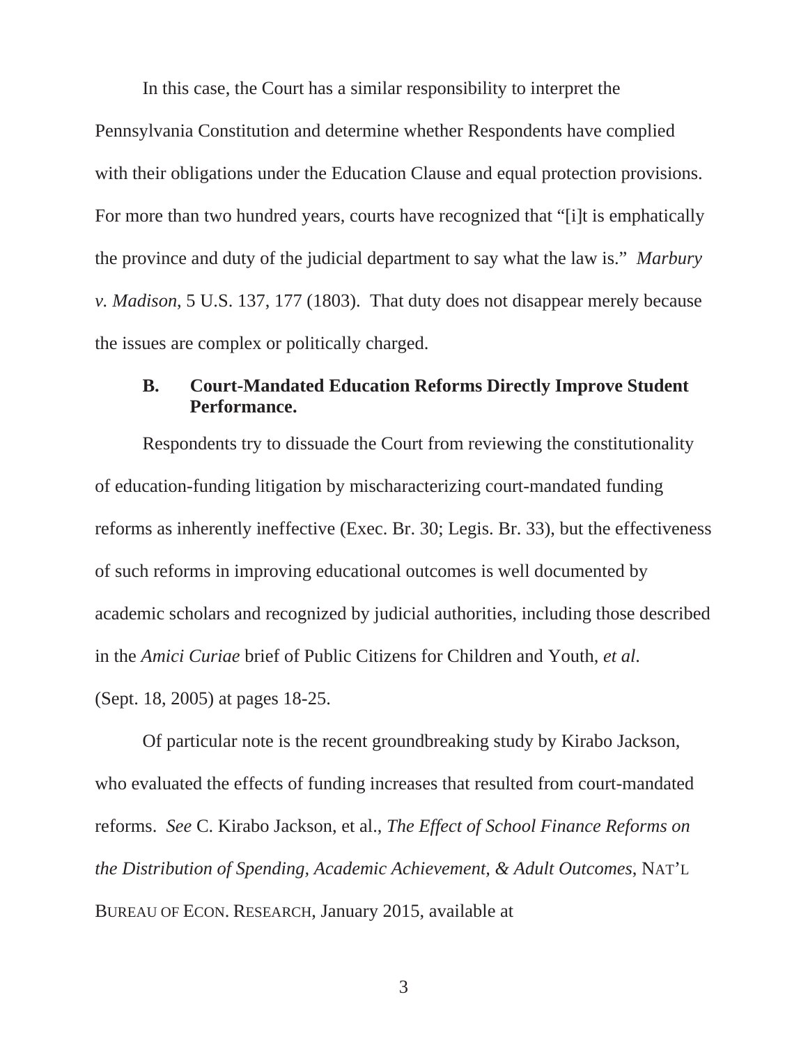In this case, the Court has a similar responsibility to interpret the Pennsylvania Constitution and determine whether Respondents have complied with their obligations under the Education Clause and equal protection provisions. For more than two hundred years, courts have recognized that "[i]t is emphatically the province and duty of the judicial department to say what the law is." *Marbury v. Madison*, 5 U.S. 137, 177 (1803). That duty does not disappear merely because the issues are complex or politically charged.

### B. Court-Mandated Education Reforms Directly Improve Student Performance.

Respondents try to dissuade the Court from reviewing the constitutionality of education-funding litigation by mischaracterizing court-mandated funding reforms as inherently ineffective (Exec. Br. 30; Legis. Br. 33), but the effectiveness of such reforms in improving educational outcomes is well documented by academic scholars and recognized by judicial authorities, including those described in the *Amici Curiae* brief of Public Citizens for Children and Youth, *et al*. (Sept. 18, 2005) at pages 18-25.

Of particular note is the recent groundbreaking study by Kirabo Jackson, who evaluated the effects of funding increases that resulted from court-mandated reforms. *See* C. Kirabo Jackson, et al., *The Effect of School Finance Reforms on the Distribution of Spending, Academic Achievement, & Adult Outcomes*, NAT'L BUREAU OF ECON. RESEARCH, January 2015, available at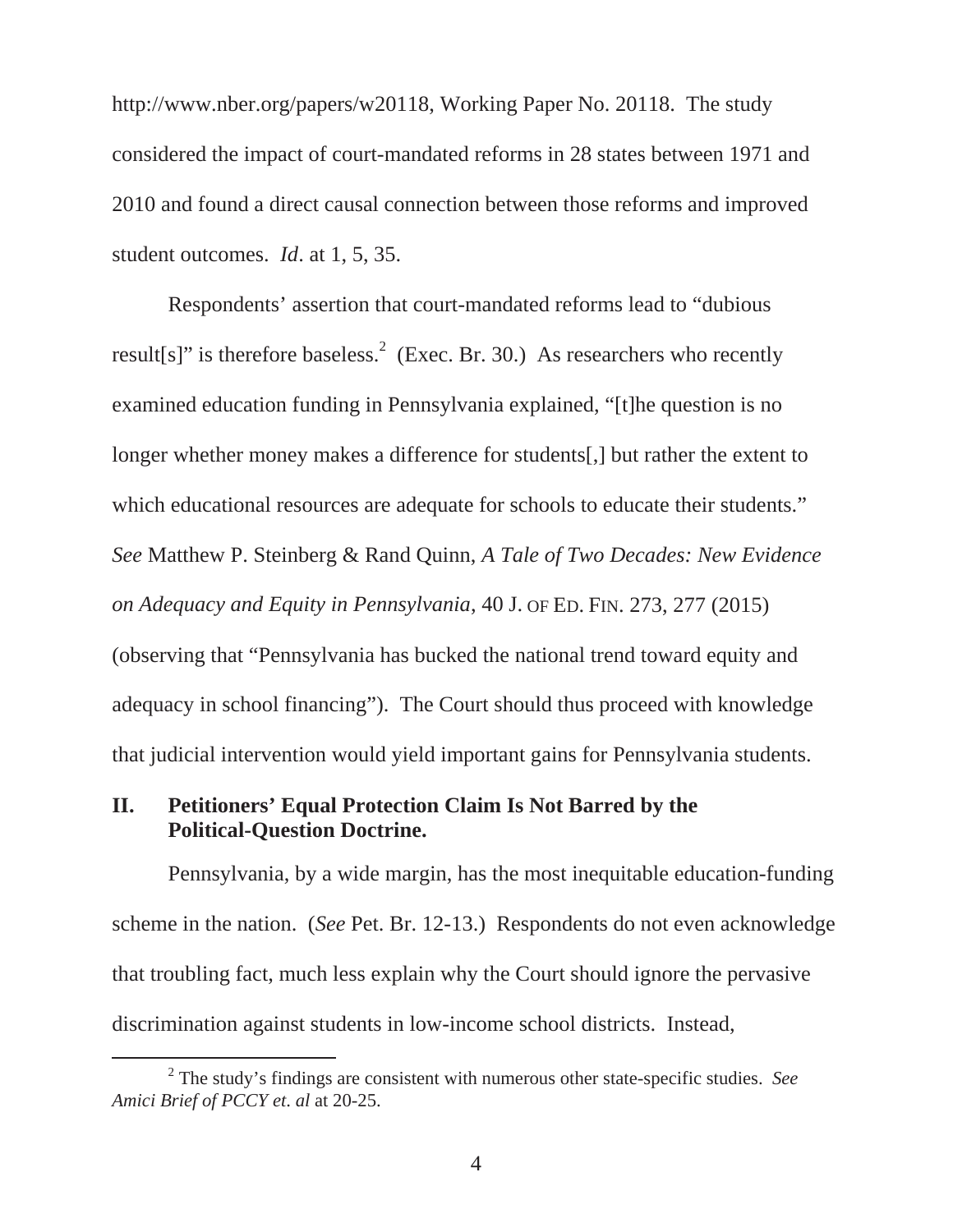http://www.nber.org/papers/w20118, Working Paper No. 20118. The study considered the impact of court-mandated reforms in 28 states between 1971 and 2010 and found a direct causal connection between those reforms and improved student outcomes. *Id*. at 1, 5, 35.

Respondents' assertion that court-mandated reforms lead to "dubious result[s]" is therefore baseless.[2] (Exec. Br. 30.) As researchers who recently examined education funding in Pennsylvania explained, "[t]he question is no longer whether money makes a difference for students[,] but rather the extent to which educational resources are adequate for schools to educate their students." *See* Matthew P. Steinberg & Rand Quinn, *A Tale of Two Decades: New Evidence on Adequacy and Equity in Pennsylvania*, 40 J. OF ED. FIN. 273, 277 (2015) (observing that "Pennsylvania has bucked the national trend toward equity and adequacy in school financing"). The Court should thus proceed with knowledge that judicial intervention would yield important gains for Pennsylvania students.

## II. Petitioners' Equal Protection Claim Is Not Barred by the Political-Question Doctrine.

Pennsylvania, by a wide margin, has the most inequitable education-funding scheme in the nation. (*See* Pet. Br. 12-13.) Respondents do not even acknowledge that troubling fact, much less explain why the Court should ignore the pervasive discrimination against students in low-income school districts. Instead,

---

[2] The study's findings are consistent with numerous other state-specific studies. *See Amici Brief of PCCY et. al* at 20-25.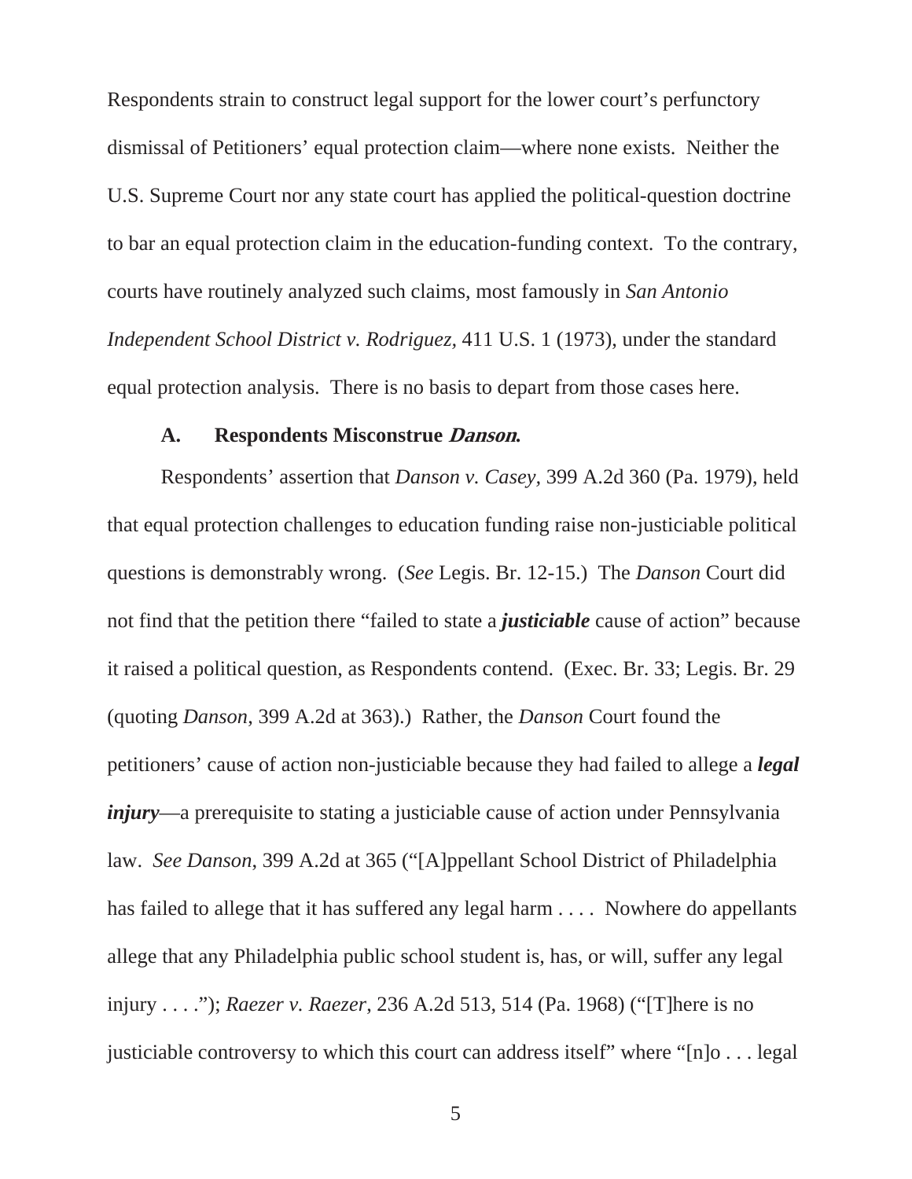Respondents strain to construct legal support for the lower court's perfunctory dismissal of Petitioners' equal protection claim—where none exists. Neither the U.S. Supreme Court nor any state court has applied the political-question doctrine to bar an equal protection claim in the education-funding context. To the contrary, courts have routinely analyzed such claims, most famously in *San Antonio Independent School District v. Rodriguez*, 411 U.S. 1 (1973), under the standard equal protection analysis. There is no basis to depart from those cases here.

### A. Respondents Misconstrue *Danson*.

Respondents' assertion that *Danson v. Casey*, 399 A.2d 360 (Pa. 1979), held that equal protection challenges to education funding raise non-justiciable political questions is demonstrably wrong. (*See* Legis. Br. 12-15.) The *Danson* Court did not find that the petition there "failed to state a ***justiciable*** cause of action" because it raised a political question, as Respondents contend. (Exec. Br. 33; Legis. Br. 29 (quoting *Danson*, 399 A.2d at 363).) Rather, the *Danson* Court found the petitioners' cause of action non-justiciable because they had failed to allege a ***legal injury***—a prerequisite to stating a justiciable cause of action under Pennsylvania law. *See Danson*, 399 A.2d at 365 ("[A]ppellant School District of Philadelphia has failed to allege that it has suffered any legal harm . . . . Nowhere do appellants allege that any Philadelphia public school student is, has, or will, suffer any legal injury . . . ."); *Raezer v. Raezer*, 236 A.2d 513, 514 (Pa. 1968) ("[T]here is no justiciable controversy to which this court can address itself" where "[n]o . . . legal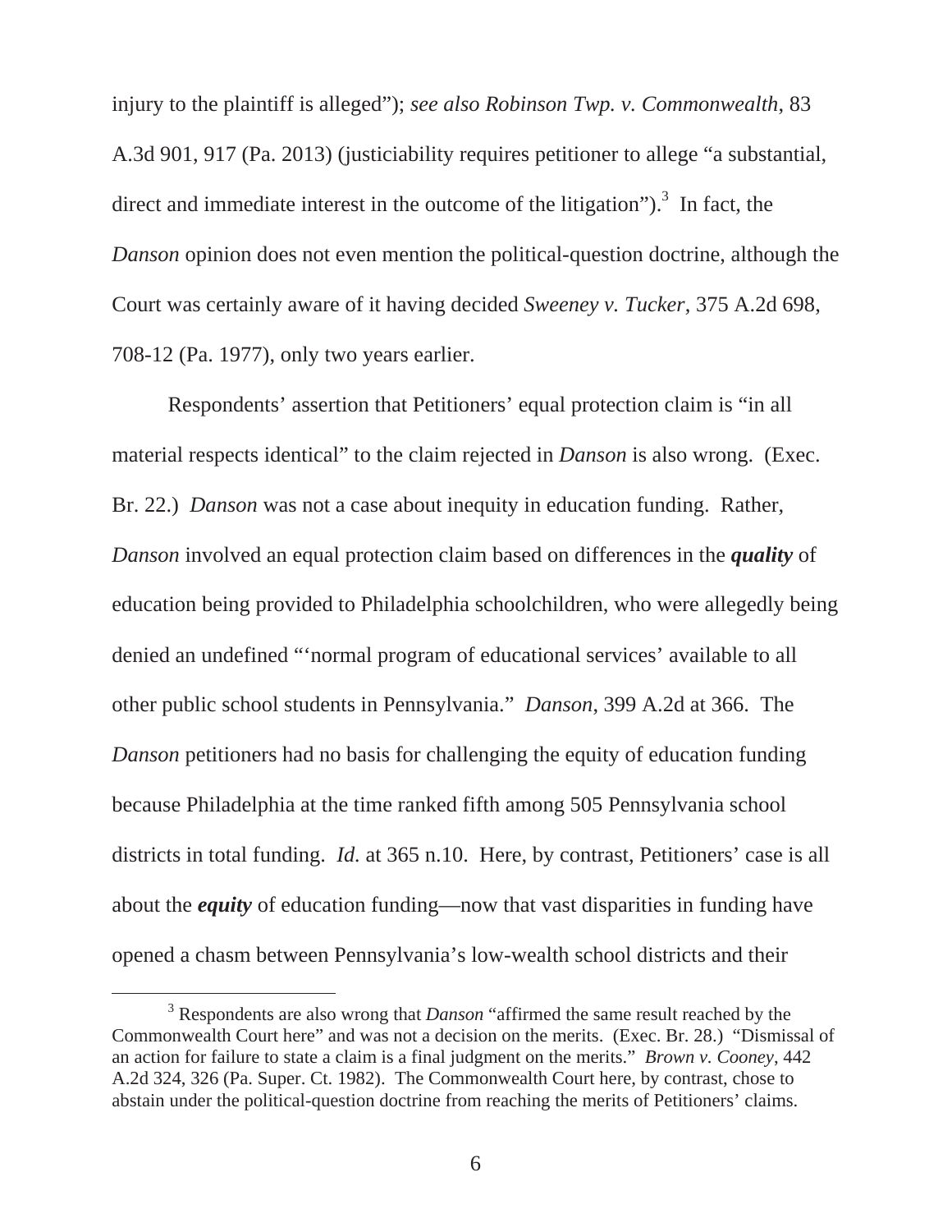injury to the plaintiff is alleged"); *see also Robinson Twp. v. Commonwealth*, 83 A.3d 901, 917 (Pa. 2013) (justiciability requires petitioner to allege "a substantial, direct and immediate interest in the outcome of the litigation").[3] In fact, the *Danson* opinion does not even mention the political-question doctrine, although the Court was certainly aware of it having decided *Sweeney v. Tucker*, 375 A.2d 698, 708-12 (Pa. 1977), only two years earlier.

Respondents' assertion that Petitioners' equal protection claim is "in all material respects identical" to the claim rejected in *Danson* is also wrong. (Exec. Br. 22.) *Danson* was not a case about inequity in education funding. Rather, *Danson* involved an equal protection claim based on differences in the ***quality*** of education being provided to Philadelphia schoolchildren, who were allegedly being denied an undefined "'normal program of educational services' available to all other public school students in Pennsylvania." *Danson*, 399 A.2d at 366. The *Danson* petitioners had no basis for challenging the equity of education funding because Philadelphia at the time ranked fifth among 505 Pennsylvania school districts in total funding. *Id.* at 365 n.10. Here, by contrast, Petitioners' case is all about the ***equity*** of education funding—now that vast disparities in funding have opened a chasm between Pennsylvania's low-wealth school districts and their

[3] Respondents are also wrong that *Danson* "affirmed the same result reached by the Commonwealth Court here" and was not a decision on the merits. (Exec. Br. 28.) "Dismissal of an action for failure to state a claim is a final judgment on the merits." *Brown v. Cooney*, 442 A.2d 324, 326 (Pa. Super. Ct. 1982). The Commonwealth Court here, by contrast, chose to abstain under the political-question doctrine from reaching the merits of Petitioners' claims.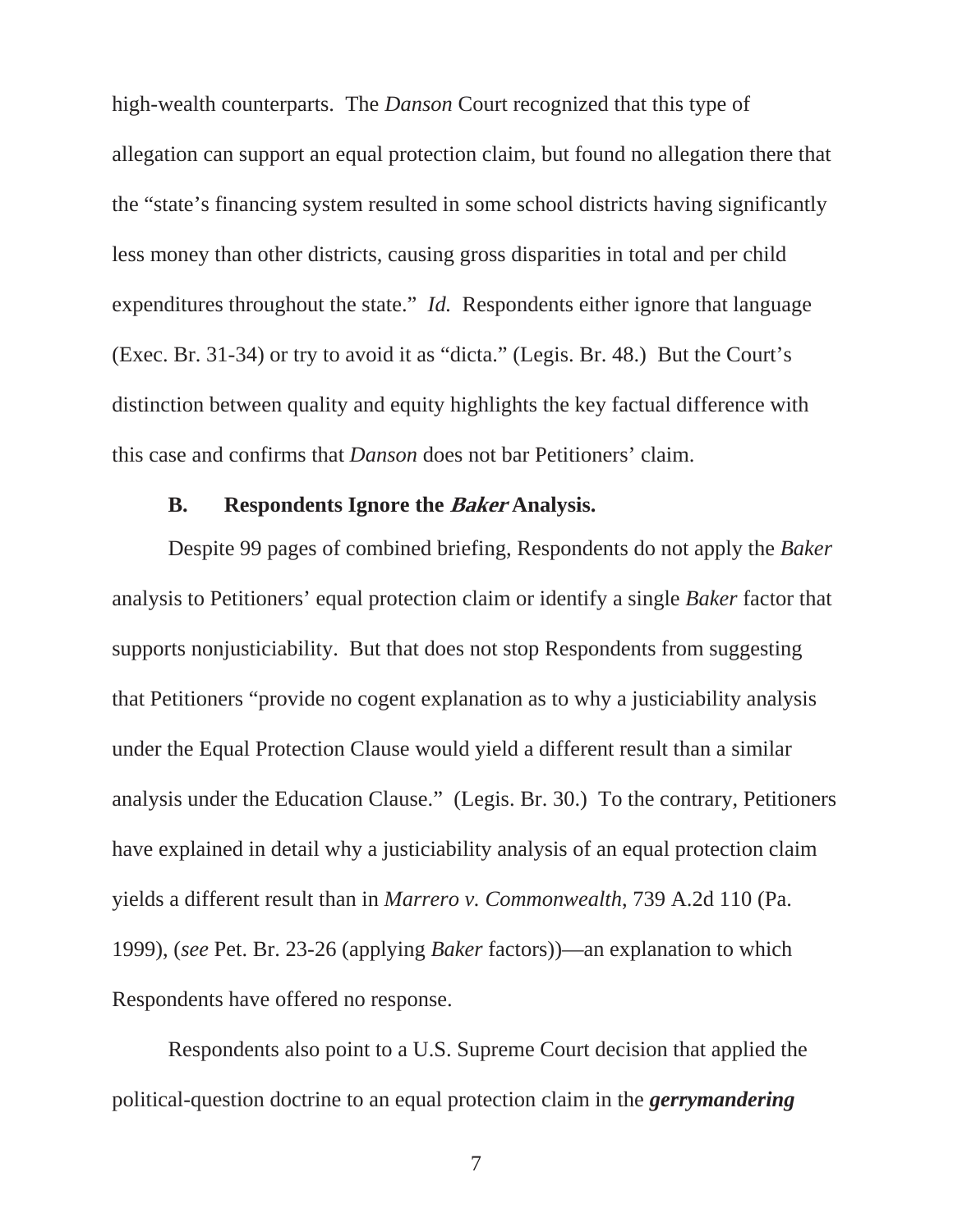high-wealth counterparts. The *Danson* Court recognized that this type of allegation can support an equal protection claim, but found no allegation there that the "state's financing system resulted in some school districts having significantly less money than other districts, causing gross disparities in total and per child expenditures throughout the state." *Id.* Respondents either ignore that language (Exec. Br. 31-34) or try to avoid it as "dicta." (Legis. Br. 48.) But the Court's distinction between quality and equity highlights the key factual difference with this case and confirms that *Danson* does not bar Petitioners' claim.

### B. Respondents Ignore the *Baker* Analysis.

Despite 99 pages of combined briefing, Respondents do not apply the *Baker* analysis to Petitioners' equal protection claim or identify a single *Baker* factor that supports nonjusticiability. But that does not stop Respondents from suggesting that Petitioners "provide no cogent explanation as to why a justiciability analysis under the Equal Protection Clause would yield a different result than a similar analysis under the Education Clause." (Legis. Br. 30.) To the contrary, Petitioners have explained in detail why a justiciability analysis of an equal protection claim yields a different result than in *Marrero v. Commonwealth*, 739 A.2d 110 (Pa. 1999), (*see* Pet. Br. 23-26 (applying *Baker* factors))—an explanation to which Respondents have offered no response.

Respondents also point to a U.S. Supreme Court decision that applied the political-question doctrine to an equal protection claim in the ***gerrymandering***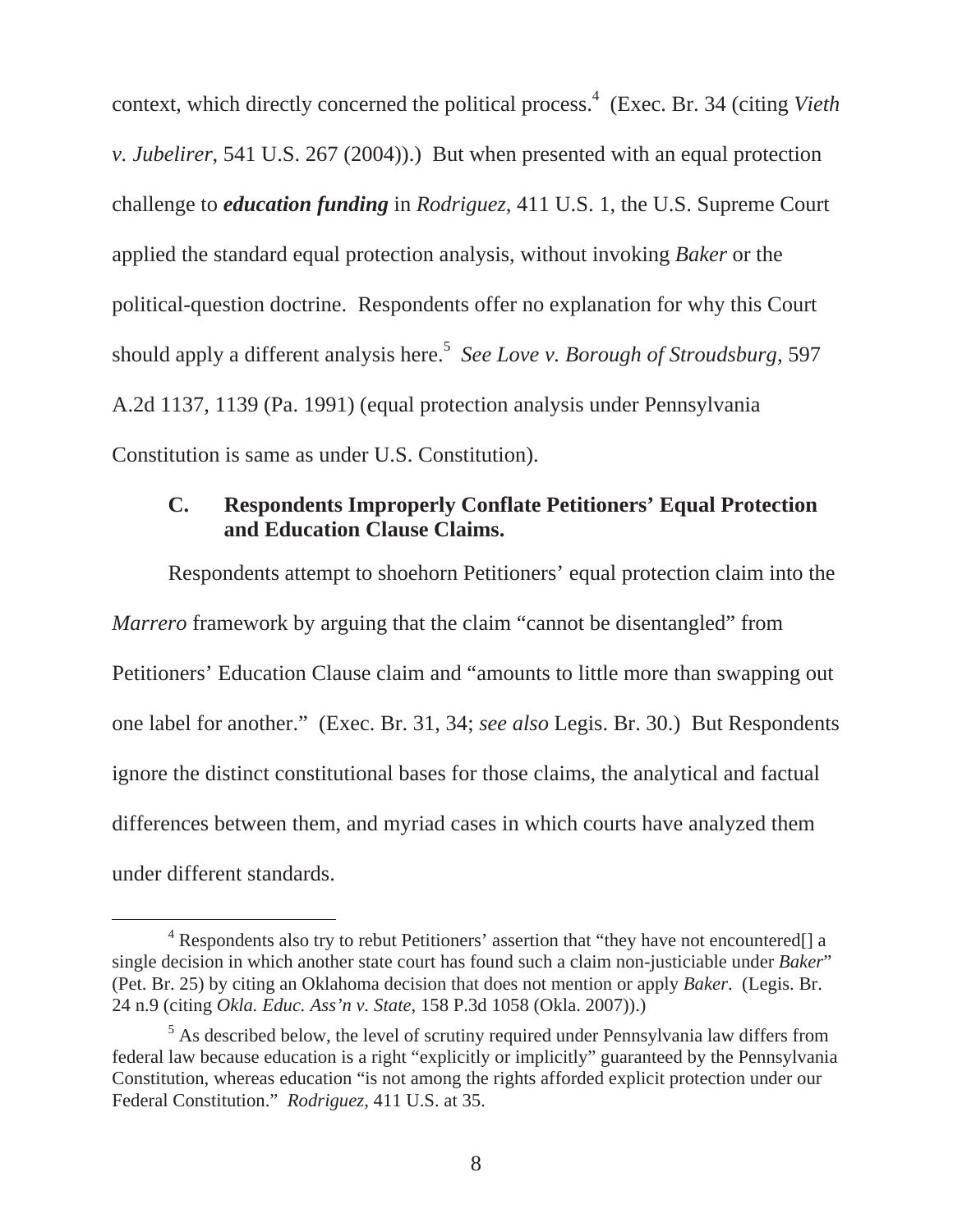context, which directly concerned the political process.[4] (Exec. Br. 34 (citing *Vieth v. Jubelirer*, 541 U.S. 267 (2004)).) But when presented with an equal protection challenge to ***education funding*** in *Rodriguez*, 411 U.S. 1, the U.S. Supreme Court applied the standard equal protection analysis, without invoking *Baker* or the political-question doctrine. Respondents offer no explanation for why this Court should apply a different analysis here.[5] *See Love v. Borough of Stroudsburg*, 597 A.2d 1137, 1139 (Pa. 1991) (equal protection analysis under Pennsylvania Constitution is same as under U.S. Constitution).

### C. Respondents Improperly Conflate Petitioners' Equal Protection and Education Clause Claims.

Respondents attempt to shoehorn Petitioners' equal protection claim into the *Marrero* framework by arguing that the claim "cannot be disentangled" from Petitioners' Education Clause claim and "amounts to little more than swapping out one label for another." (Exec. Br. 31, 34; *see also* Legis. Br. 30.) But Respondents ignore the distinct constitutional bases for those claims, the analytical and factual differences between them, and myriad cases in which courts have analyzed them under different standards.

---

[4] Respondents also try to rebut Petitioners' assertion that "they have not encountered[] a single decision in which another state court has found such a claim non-justiciable under *Baker*" (Pet. Br. 25) by citing an Oklahoma decision that does not mention or apply *Baker*. (Legis. Br. 24 n.9 (citing *Okla. Educ. Ass'n v. State*, 158 P.3d 1058 (Okla. 2007)).)

[5] As described below, the level of scrutiny required under Pennsylvania law differs from federal law because education is a right "explicitly or implicitly" guaranteed by the Pennsylvania Constitution, whereas education "is not among the rights afforded explicit protection under our Federal Constitution." *Rodriguez*, 411 U.S. at 35.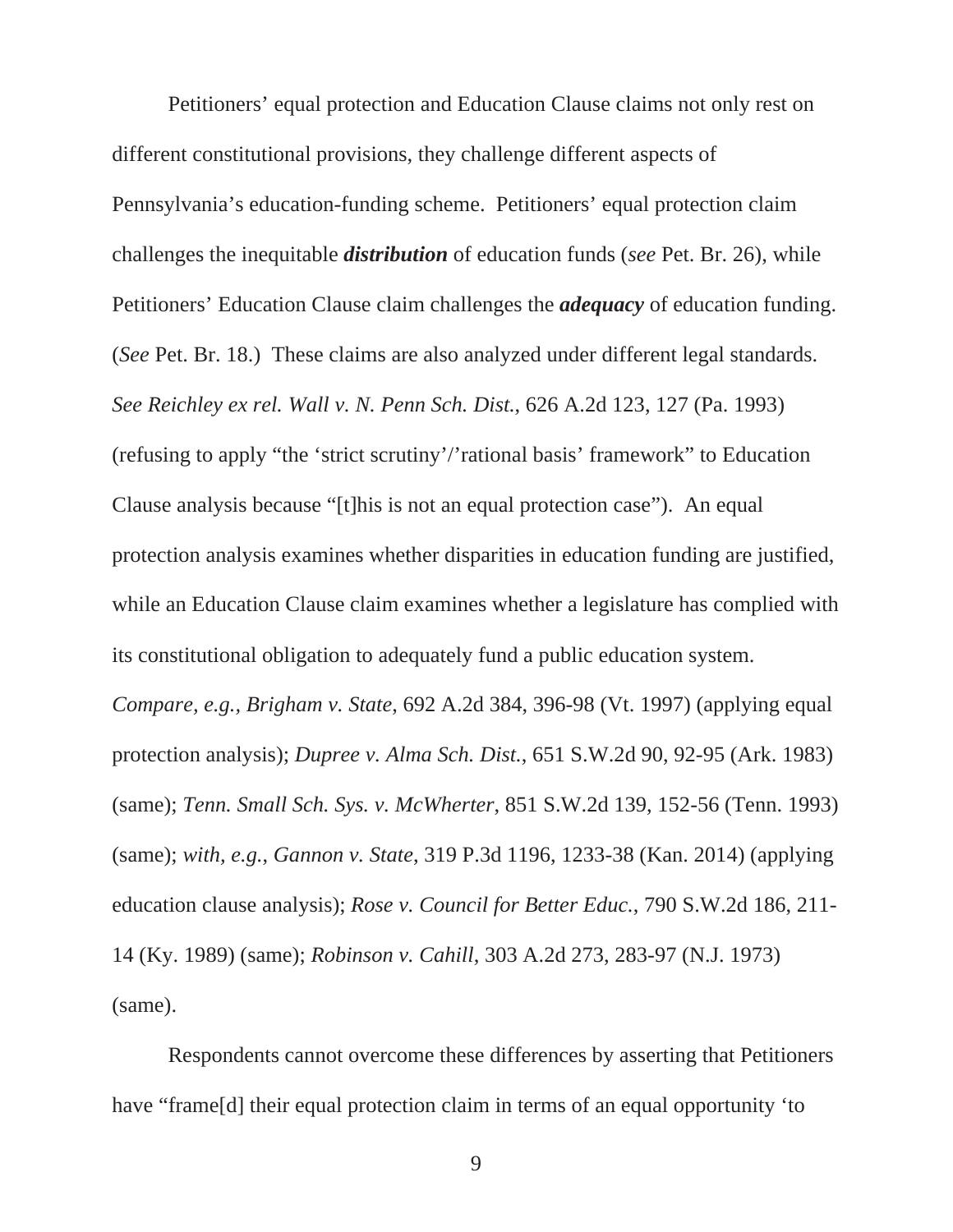Petitioners' equal protection and Education Clause claims not only rest on different constitutional provisions, they challenge different aspects of Pennsylvania's education-funding scheme. Petitioners' equal protection claim challenges the inequitable ***distribution*** of education funds (*see* Pet. Br. 26), while Petitioners' Education Clause claim challenges the ***adequacy*** of education funding. (*See* Pet. Br. 18.) These claims are also analyzed under different legal standards. *See Reichley ex rel. Wall v. N. Penn Sch. Dist.*, 626 A.2d 123, 127 (Pa. 1993) (refusing to apply "the 'strict scrutiny'/'rational basis' framework" to Education Clause analysis because "[t]his is not an equal protection case"). An equal protection analysis examines whether disparities in education funding are justified, while an Education Clause claim examines whether a legislature has complied with its constitutional obligation to adequately fund a public education system. *Compare, e.g., Brigham v. State*, 692 A.2d 384, 396-98 (Vt. 1997) (applying equal protection analysis); *Dupree v. Alma Sch. Dist.*, 651 S.W.2d 90, 92-95 (Ark. 1983) (same); *Tenn. Small Sch. Sys. v. McWherter*, 851 S.W.2d 139, 152-56 (Tenn. 1993) (same); *with, e.g.*, *Gannon v. State*, 319 P.3d 1196, 1233-38 (Kan. 2014) (applying education clause analysis); *Rose v. Council for Better Educ.*, 790 S.W.2d 186, 211-14 (Ky. 1989) (same); *Robinson v. Cahill*, 303 A.2d 273, 283-97 (N.J. 1973) (same).

Respondents cannot overcome these differences by asserting that Petitioners have "frame[d] their equal protection claim in terms of an equal opportunity 'to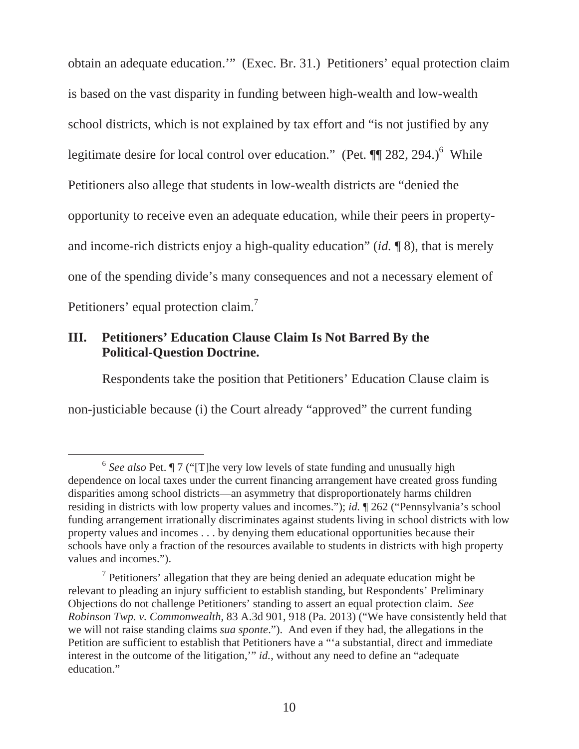obtain an adequate education.'" (Exec. Br. 31.) Petitioners' equal protection claim is based on the vast disparity in funding between high-wealth and low-wealth school districts, which is not explained by tax effort and "is not justified by any legitimate desire for local control over education." (Pet. ¶¶ 282, 294.)[6] While Petitioners also allege that students in low-wealth districts are "denied the opportunity to receive even an adequate education, while their peers in property- and income-rich districts enjoy a high-quality education" (*id.* ¶ 8), that is merely one of the spending divide's many consequences and not a necessary element of Petitioners' equal protection claim.[7]

## III. Petitioners' Education Clause Claim Is Not Barred By the Political-Question Doctrine.

Respondents take the position that Petitioners' Education Clause claim is non-justiciable because (i) the Court already "approved" the current funding

---

[6] *See also* Pet. ¶ 7 ("[T]he very low levels of state funding and unusually high dependence on local taxes under the current financing arrangement have created gross funding disparities among school districts—an asymmetry that disproportionately harms children residing in districts with low property values and incomes."); *id.* ¶ 262 ("Pennsylvania's school funding arrangement irrationally discriminates against students living in school districts with low property values and incomes . . . by denying them educational opportunities because their schools have only a fraction of the resources available to students in districts with high property values and incomes.").

[7] Petitioners' allegation that they are being denied an adequate education might be relevant to pleading an injury sufficient to establish standing, but Respondents' Preliminary Objections do not challenge Petitioners' standing to assert an equal protection claim. *See Robinson Twp. v. Commonwealth*, 83 A.3d 901, 918 (Pa. 2013) ("We have consistently held that we will not raise standing claims *sua sponte*."). And even if they had, the allegations in the Petition are sufficient to establish that Petitioners have a "'a substantial, direct and immediate interest in the outcome of the litigation,'" *id.*, without any need to define an "adequate education."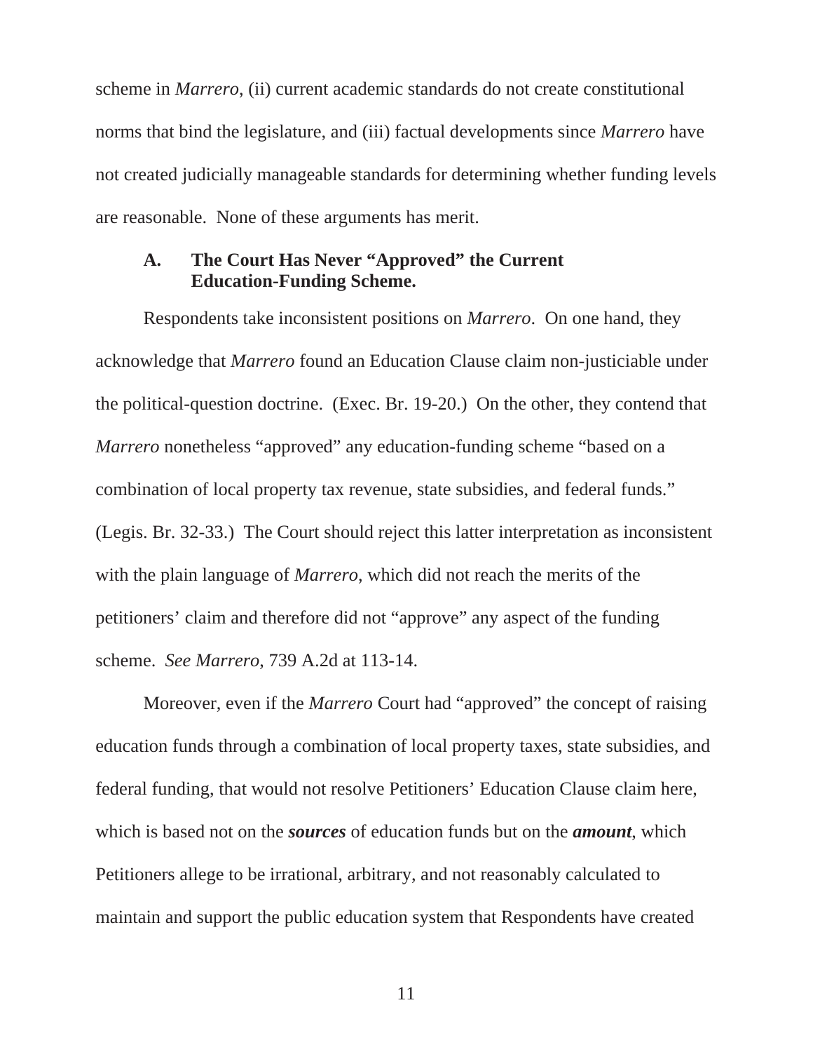scheme in *Marrero*, (ii) current academic standards do not create constitutional norms that bind the legislature, and (iii) factual developments since *Marrero* have not created judicially manageable standards for determining whether funding levels are reasonable. None of these arguments has merit.

### A. The Court Has Never "Approved" the Current Education-Funding Scheme.

Respondents take inconsistent positions on *Marrero*. On one hand, they acknowledge that *Marrero* found an Education Clause claim non-justiciable under the political-question doctrine. (Exec. Br. 19-20.) On the other, they contend that *Marrero* nonetheless "approved" any education-funding scheme "based on a combination of local property tax revenue, state subsidies, and federal funds." (Legis. Br. 32-33.) The Court should reject this latter interpretation as inconsistent with the plain language of *Marrero*, which did not reach the merits of the petitioners' claim and therefore did not "approve" any aspect of the funding scheme. *See Marrero*, 739 A.2d at 113-14.

Moreover, even if the *Marrero* Court had "approved" the concept of raising education funds through a combination of local property taxes, state subsidies, and federal funding, that would not resolve Petitioners' Education Clause claim here, which is based not on the ***sources*** of education funds but on the ***amount***, which Petitioners allege to be irrational, arbitrary, and not reasonably calculated to maintain and support the public education system that Respondents have created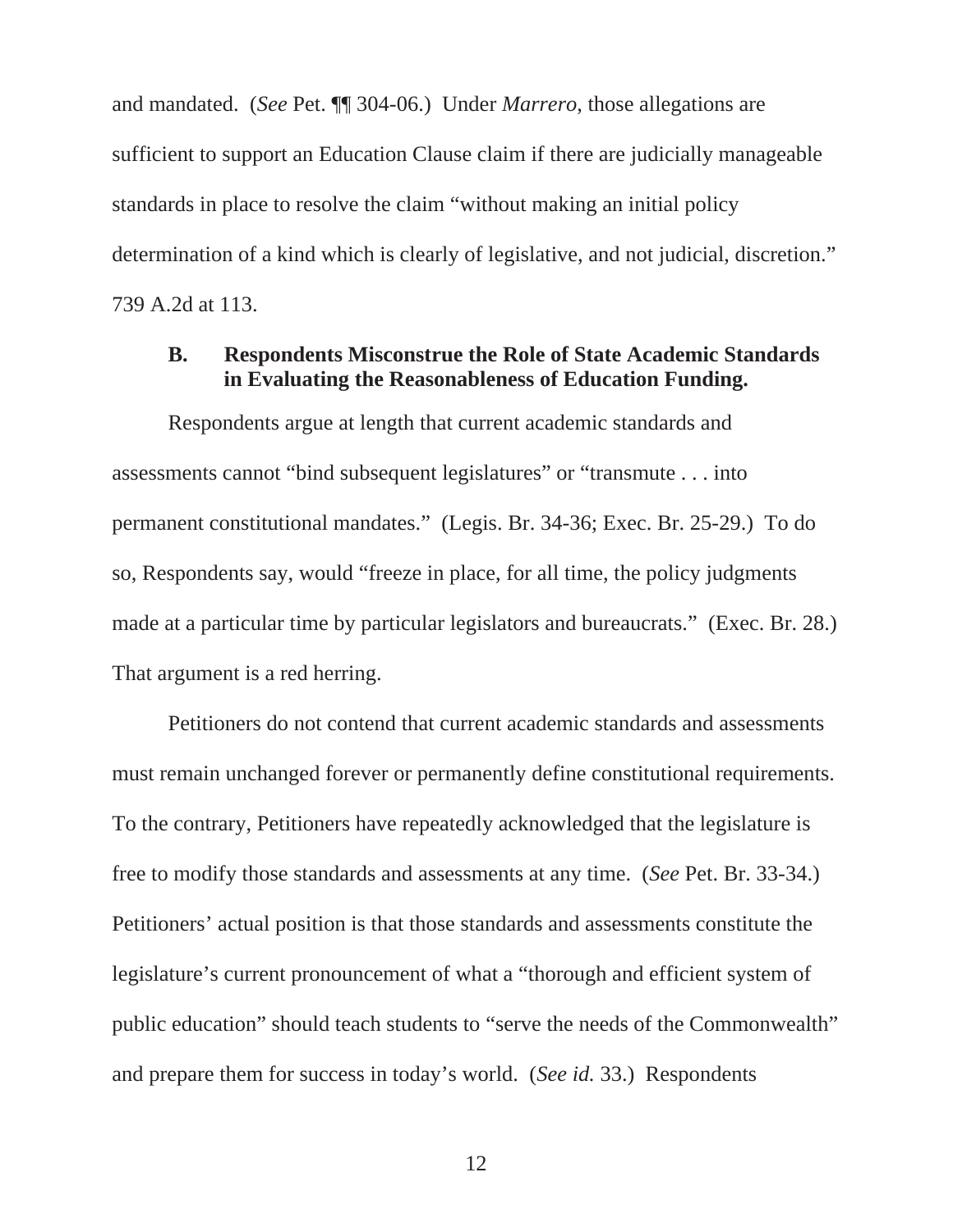and mandated. (*See* Pet. ¶¶ 304-06.) Under *Marrero*, those allegations are sufficient to support an Education Clause claim if there are judicially manageable standards in place to resolve the claim "without making an initial policy determination of a kind which is clearly of legislative, and not judicial, discretion." 739 A.2d at 113.

### B. Respondents Misconstrue the Role of State Academic Standards in Evaluating the Reasonableness of Education Funding.

Respondents argue at length that current academic standards and assessments cannot "bind subsequent legislatures" or "transmute . . . into permanent constitutional mandates." (Legis. Br. 34-36; Exec. Br. 25-29.) To do so, Respondents say, would "freeze in place, for all time, the policy judgments made at a particular time by particular legislators and bureaucrats." (Exec. Br. 28.) That argument is a red herring.

Petitioners do not contend that current academic standards and assessments must remain unchanged forever or permanently define constitutional requirements. To the contrary, Petitioners have repeatedly acknowledged that the legislature is free to modify those standards and assessments at any time. (*See* Pet. Br. 33-34.) Petitioners' actual position is that those standards and assessments constitute the legislature's current pronouncement of what a "thorough and efficient system of public education" should teach students to "serve the needs of the Commonwealth" and prepare them for success in today's world. (*See id.* 33.) Respondents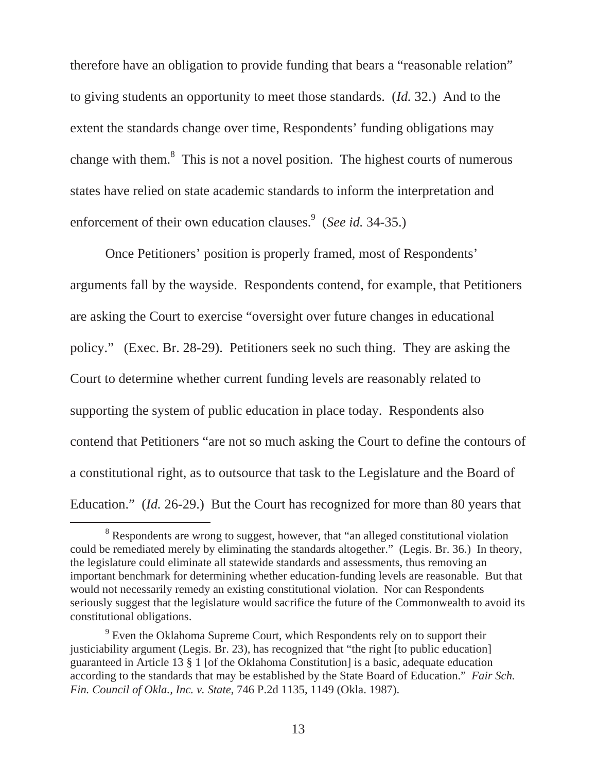therefore have an obligation to provide funding that bears a "reasonable relation" to giving students an opportunity to meet those standards. (*Id.* 32.) And to the extent the standards change over time, Respondents' funding obligations may change with them.[8] This is not a novel position. The highest courts of numerous states have relied on state academic standards to inform the interpretation and enforcement of their own education clauses.[9] (*See id.* 34-35.)

Once Petitioners' position is properly framed, most of Respondents' arguments fall by the wayside. Respondents contend, for example, that Petitioners are asking the Court to exercise "oversight over future changes in educational policy." (Exec. Br. 28-29). Petitioners seek no such thing. They are asking the Court to determine whether current funding levels are reasonably related to supporting the system of public education in place today. Respondents also contend that Petitioners "are not so much asking the Court to define the contours of a constitutional right, as to outsource that task to the Legislature and the Board of Education." (*Id.* 26-29.) But the Court has recognized for more than 80 years that

---

[8] Respondents are wrong to suggest, however, that "an alleged constitutional violation could be remediated merely by eliminating the standards altogether." (Legis. Br. 36.) In theory, the legislature could eliminate all statewide standards and assessments, thus removing an important benchmark for determining whether education-funding levels are reasonable. But that would not necessarily remedy an existing constitutional violation. Nor can Respondents seriously suggest that the legislature would sacrifice the future of the Commonwealth to avoid its constitutional obligations.

[9] Even the Oklahoma Supreme Court, which Respondents rely on to support their justiciability argument (Legis. Br. 23), has recognized that "the right [to public education] guaranteed in Article 13 § 1 [of the Oklahoma Constitution] is a basic, adequate education according to the standards that may be established by the State Board of Education." *Fair Sch. Fin. Council of Okla., Inc. v. State*, 746 P.2d 1135, 1149 (Okla. 1987).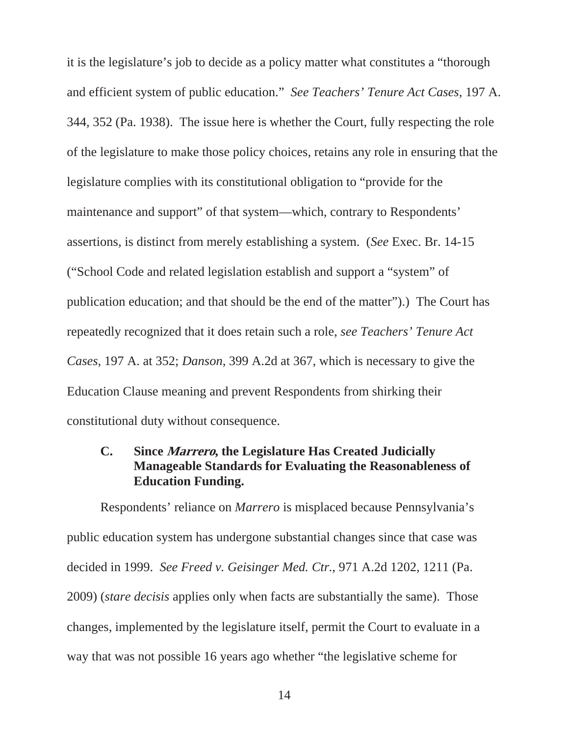it is the legislature's job to decide as a policy matter what constitutes a "thorough and efficient system of public education." *See Teachers' Tenure Act Cases*, 197 A. 344, 352 (Pa. 1938). The issue here is whether the Court, fully respecting the role of the legislature to make those policy choices, retains any role in ensuring that the legislature complies with its constitutional obligation to "provide for the maintenance and support" of that system—which, contrary to Respondents' assertions, is distinct from merely establishing a system. (*See* Exec. Br. 14-15 ("School Code and related legislation establish and support a "system" of publication education; and that should be the end of the matter").) The Court has repeatedly recognized that it does retain such a role, *see Teachers' Tenure Act Cases*, 197 A. at 352; *Danson*, 399 A.2d at 367, which is necessary to give the Education Clause meaning and prevent Respondents from shirking their constitutional duty without consequence.

### C. Since *Marrero*, the Legislature Has Created Judicially Manageable Standards for Evaluating the Reasonableness of Education Funding.

Respondents' reliance on *Marrero* is misplaced because Pennsylvania's public education system has undergone substantial changes since that case was decided in 1999. *See Freed v. Geisinger Med. Ctr.*, 971 A.2d 1202, 1211 (Pa. 2009) (*stare decisis* applies only when facts are substantially the same). Those changes, implemented by the legislature itself, permit the Court to evaluate in a way that was not possible 16 years ago whether "the legislative scheme for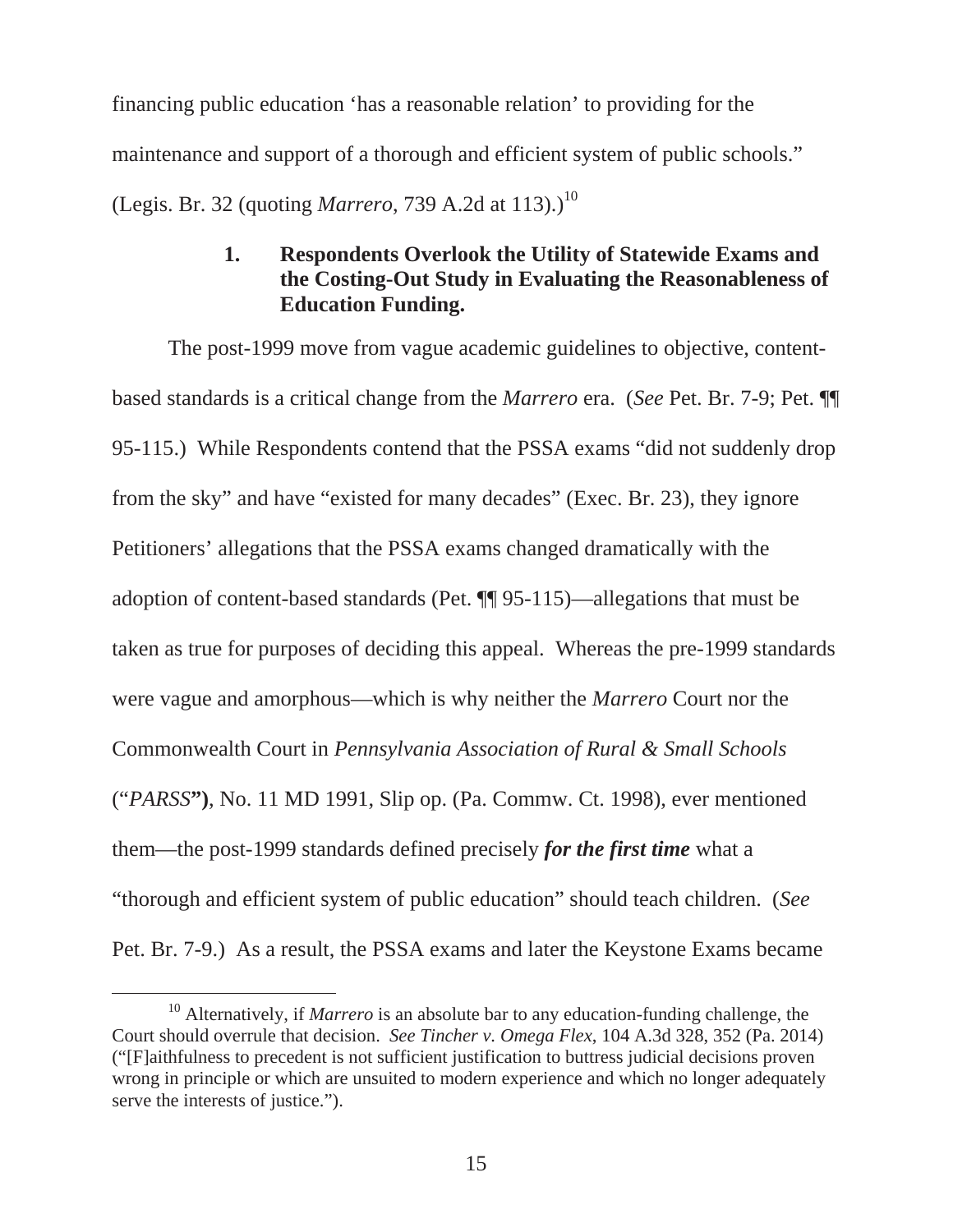financing public education 'has a reasonable relation' to providing for the maintenance and support of a thorough and efficient system of public schools." (Legis. Br. 32 (quoting *Marrero*, 739 A.2d at 113).)[10]

### 1. Respondents Overlook the Utility of Statewide Exams and the Costing-Out Study in Evaluating the Reasonableness of Education Funding.

The post-1999 move from vague academic guidelines to objective, content-based standards is a critical change from the *Marrero* era. (*See* Pet. Br. 7-9; Pet. ¶¶ 95-115.) While Respondents contend that the PSSA exams "did not suddenly drop from the sky" and have "existed for many decades" (Exec. Br. 23), they ignore Petitioners' allegations that the PSSA exams changed dramatically with the adoption of content-based standards (Pet. ¶¶ 95-115)—allegations that must be taken as true for purposes of deciding this appeal. Whereas the pre-1999 standards were vague and amorphous—which is why neither the *Marrero* Court nor the Commonwealth Court in *Pennsylvania Association of Rural & Small Schools* ("*PARSS*"), No. 11 MD 1991, Slip op. (Pa. Commw. Ct. 1998), ever mentioned them—the post-1999 standards defined precisely ***for the first time*** what a "thorough and efficient system of public education" should teach children. (*See* Pet. Br. 7-9.) As a result, the PSSA exams and later the Keystone Exams became

---

[10] Alternatively, if *Marrero* is an absolute bar to any education-funding challenge, the Court should overrule that decision. *See Tincher v. Omega Flex*, 104 A.3d 328, 352 (Pa. 2014) ("[F]aithfulness to precedent is not sufficient justification to buttress judicial decisions proven wrong in principle or which are unsuited to modern experience and which no longer adequately serve the interests of justice.").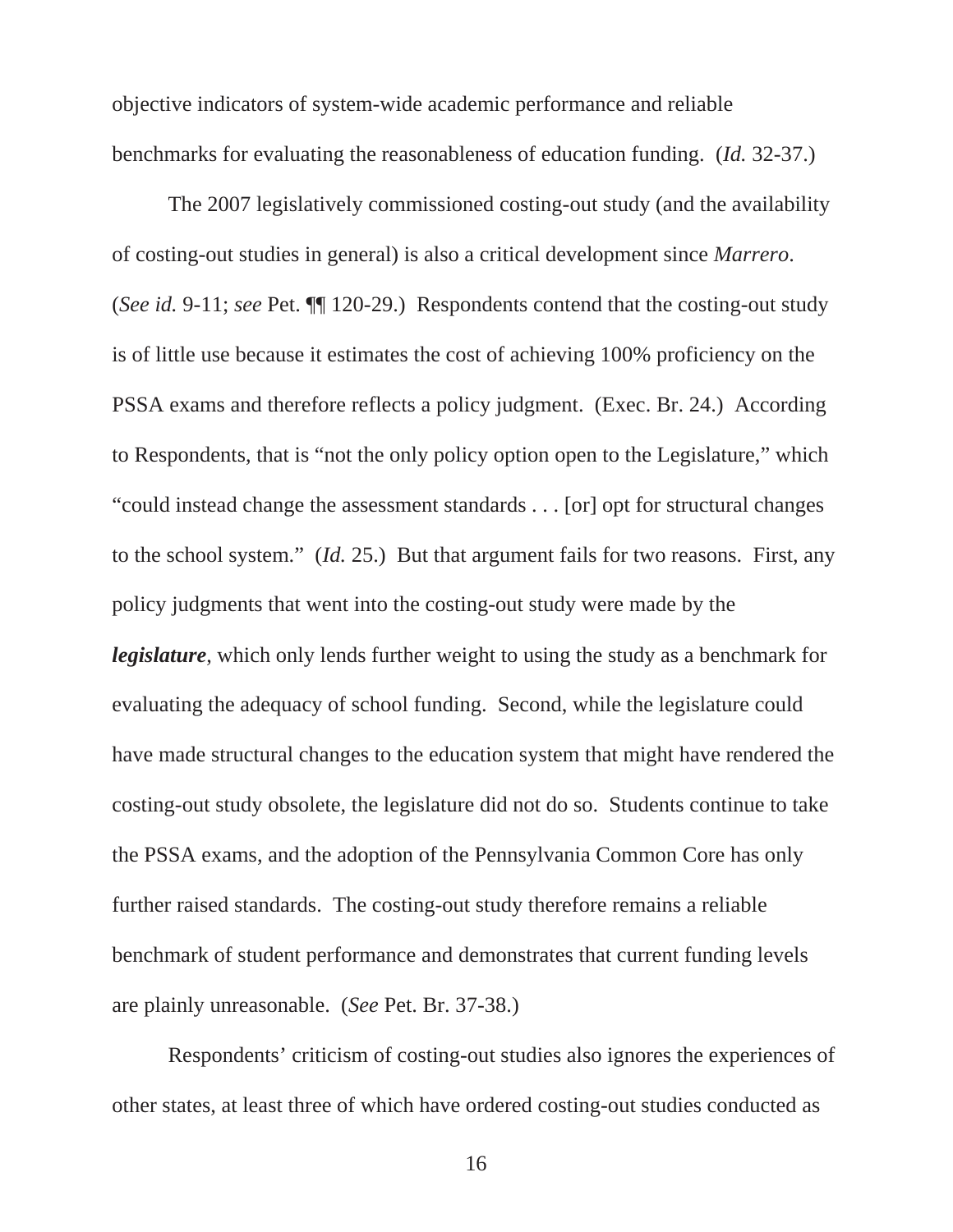objective indicators of system-wide academic performance and reliable benchmarks for evaluating the reasonableness of education funding. (*Id.* 32-37.)

The 2007 legislatively commissioned costing-out study (and the availability of costing-out studies in general) is also a critical development since *Marrero*. (*See id.* 9-11; *see* Pet. ¶¶ 120-29.) Respondents contend that the costing-out study is of little use because it estimates the cost of achieving 100% proficiency on the PSSA exams and therefore reflects a policy judgment. (Exec. Br. 24.) According to Respondents, that is "not the only policy option open to the Legislature," which "could instead change the assessment standards . . . [or] opt for structural changes to the school system." (*Id.* 25.) But that argument fails for two reasons. First, any policy judgments that went into the costing-out study were made by the ***legislature***, which only lends further weight to using the study as a benchmark for evaluating the adequacy of school funding. Second, while the legislature could have made structural changes to the education system that might have rendered the costing-out study obsolete, the legislature did not do so. Students continue to take the PSSA exams, and the adoption of the Pennsylvania Common Core has only further raised standards. The costing-out study therefore remains a reliable benchmark of student performance and demonstrates that current funding levels are plainly unreasonable. (*See* Pet. Br. 37-38.)

Respondents' criticism of costing-out studies also ignores the experiences of other states, at least three of which have ordered costing-out studies conducted as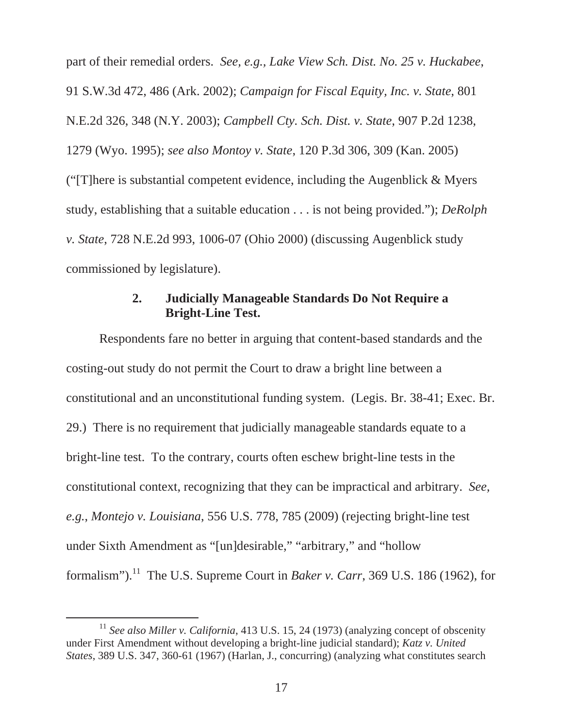part of their remedial orders. *See, e.g.*, *Lake View Sch. Dist. No. 25 v. Huckabee*, 91 S.W.3d 472, 486 (Ark. 2002); *Campaign for Fiscal Equity, Inc. v. State*, 801 N.E.2d 326, 348 (N.Y. 2003); *Campbell Cty. Sch. Dist. v. State*, 907 P.2d 1238, 1279 (Wyo. 1995); *see also Montoy v. State*, 120 P.3d 306, 309 (Kan. 2005) ("[T]here is substantial competent evidence, including the Augenblick & Myers study, establishing that a suitable education . . . is not being provided."); *DeRolph v. State*, 728 N.E.2d 993, 1006-07 (Ohio 2000) (discussing Augenblick study commissioned by legislature).

### 2. Judicially Manageable Standards Do Not Require a Bright-Line Test.

Respondents fare no better in arguing that content-based standards and the costing-out study do not permit the Court to draw a bright line between a constitutional and an unconstitutional funding system. (Legis. Br. 38-41; Exec. Br. 29.) There is no requirement that judicially manageable standards equate to a bright-line test. To the contrary, courts often eschew bright-line tests in the constitutional context, recognizing that they can be impractical and arbitrary. *See, e.g.*, *Montejo v. Louisiana*, 556 U.S. 778, 785 (2009) (rejecting bright-line test under Sixth Amendment as "[un]desirable," "arbitrary," and "hollow formalism").[11] The U.S. Supreme Court in *Baker v. Carr*, 369 U.S. 186 (1962), for

---

[11] *See also Miller v. California*, 413 U.S. 15, 24 (1973) (analyzing concept of obscenity under First Amendment without developing a bright-line judicial standard); *Katz v. United States*, 389 U.S. 347, 360-61 (1967) (Harlan, J., concurring) (analyzing what constitutes search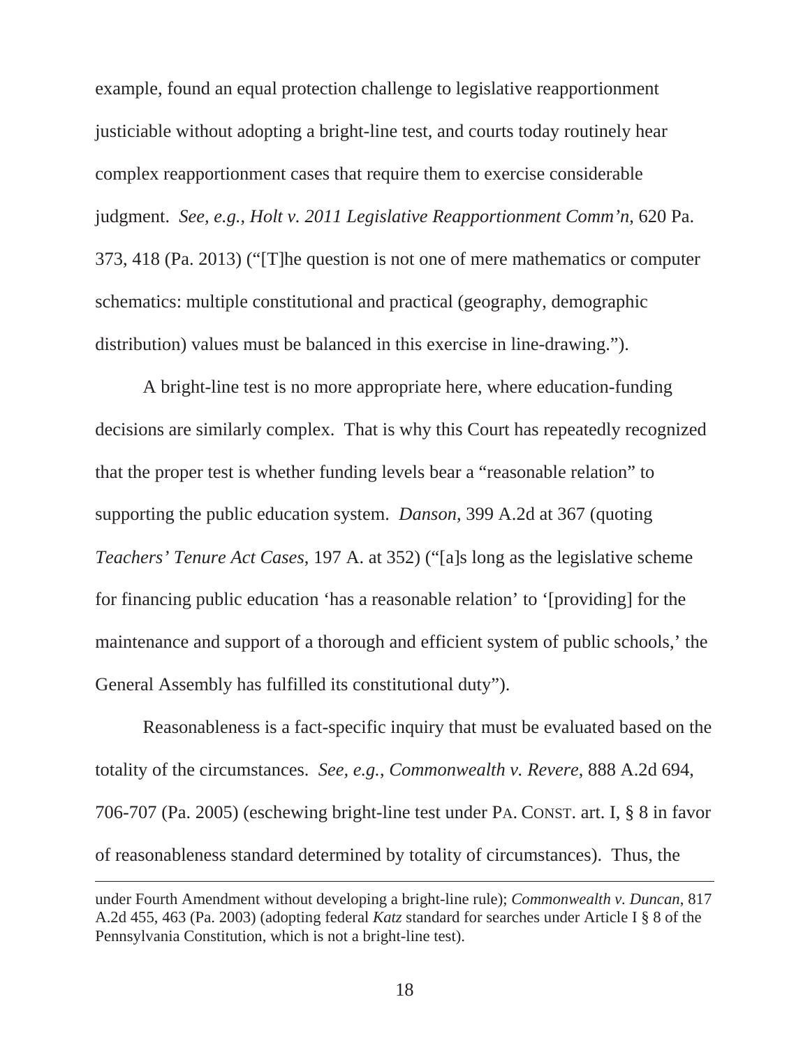example, found an equal protection challenge to legislative reapportionment justiciable without adopting a bright-line test, and courts today routinely hear complex reapportionment cases that require them to exercise considerable judgment. *See, e.g.*, *Holt v. 2011 Legislative Reapportionment Comm'n*, 620 Pa. 373, 418 (Pa. 2013) ("[T]he question is not one of mere mathematics or computer schematics: multiple constitutional and practical (geography, demographic distribution) values must be balanced in this exercise in line-drawing.").

A bright-line test is no more appropriate here, where education-funding decisions are similarly complex. That is why this Court has repeatedly recognized that the proper test is whether funding levels bear a "reasonable relation" to supporting the public education system. *Danson*, 399 A.2d at 367 (quoting *Teachers' Tenure Act Cases*, 197 A. at 352) ("[a]s long as the legislative scheme for financing public education 'has a reasonable relation' to '[providing] for the maintenance and support of a thorough and efficient system of public schools,' the General Assembly has fulfilled its constitutional duty").

Reasonableness is a fact-specific inquiry that must be evaluated based on the totality of the circumstances. *See, e.g.*, *Commonwealth v. Revere*, 888 A.2d 694, 706-707 (Pa. 2005) (eschewing bright-line test under PA. CONST. art. I, § 8 in favor of reasonableness standard determined by totality of circumstances). Thus, the

---

under Fourth Amendment without developing a bright-line rule); *Commonwealth v. Duncan*, 817 A.2d 455, 463 (Pa. 2003) (adopting federal *Katz* standard for searches under Article I § 8 of the Pennsylvania Constitution, which is not a bright-line test).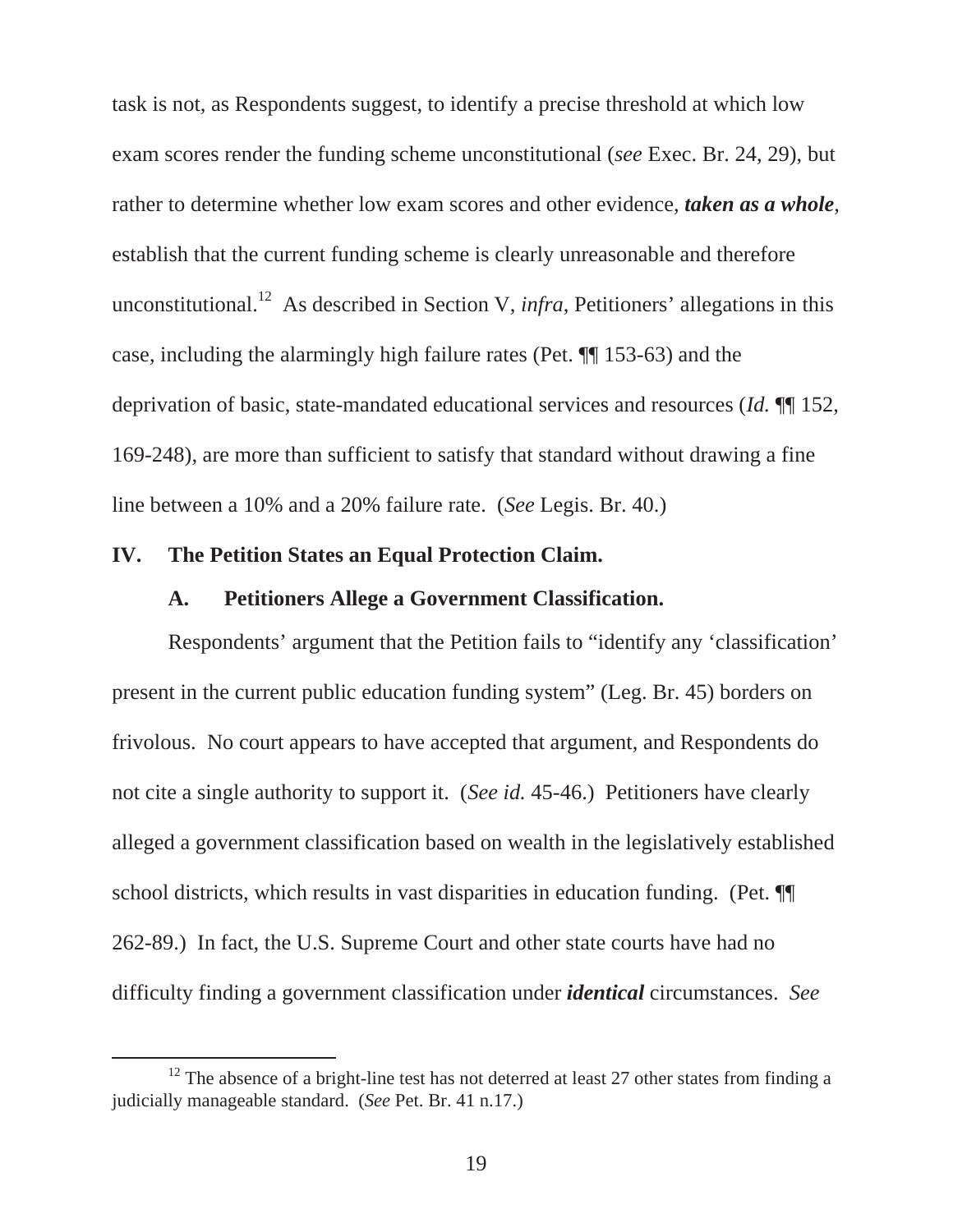task is not, as Respondents suggest, to identify a precise threshold at which low exam scores render the funding scheme unconstitutional (*see* Exec. Br. 24, 29), but rather to determine whether low exam scores and other evidence, ***taken as a whole***, establish that the current funding scheme is clearly unreasonable and therefore unconstitutional.[12] As described in Section V, *infra*, Petitioners' allegations in this case, including the alarmingly high failure rates (Pet. ¶¶ 153-63) and the deprivation of basic, state-mandated educational services and resources (*Id.* ¶¶ 152, 169-248), are more than sufficient to satisfy that standard without drawing a fine line between a 10% and a 20% failure rate. (*See* Legis. Br. 40.)

## IV. The Petition States an Equal Protection Claim.

### A. Petitioners Allege a Government Classification.

Respondents' argument that the Petition fails to "identify any 'classification' present in the current public education funding system" (Leg. Br. 45) borders on frivolous. No court appears to have accepted that argument, and Respondents do not cite a single authority to support it. (*See id.* 45-46.) Petitioners have clearly alleged a government classification based on wealth in the legislatively established school districts, which results in vast disparities in education funding. (Pet. ¶¶ 262-89.) In fact, the U.S. Supreme Court and other state courts have had no difficulty finding a government classification under ***identical*** circumstances. *See*

---

[12] The absence of a bright-line test has not deterred at least 27 other states from finding a judicially manageable standard. (*See* Pet. Br. 41 n.17.)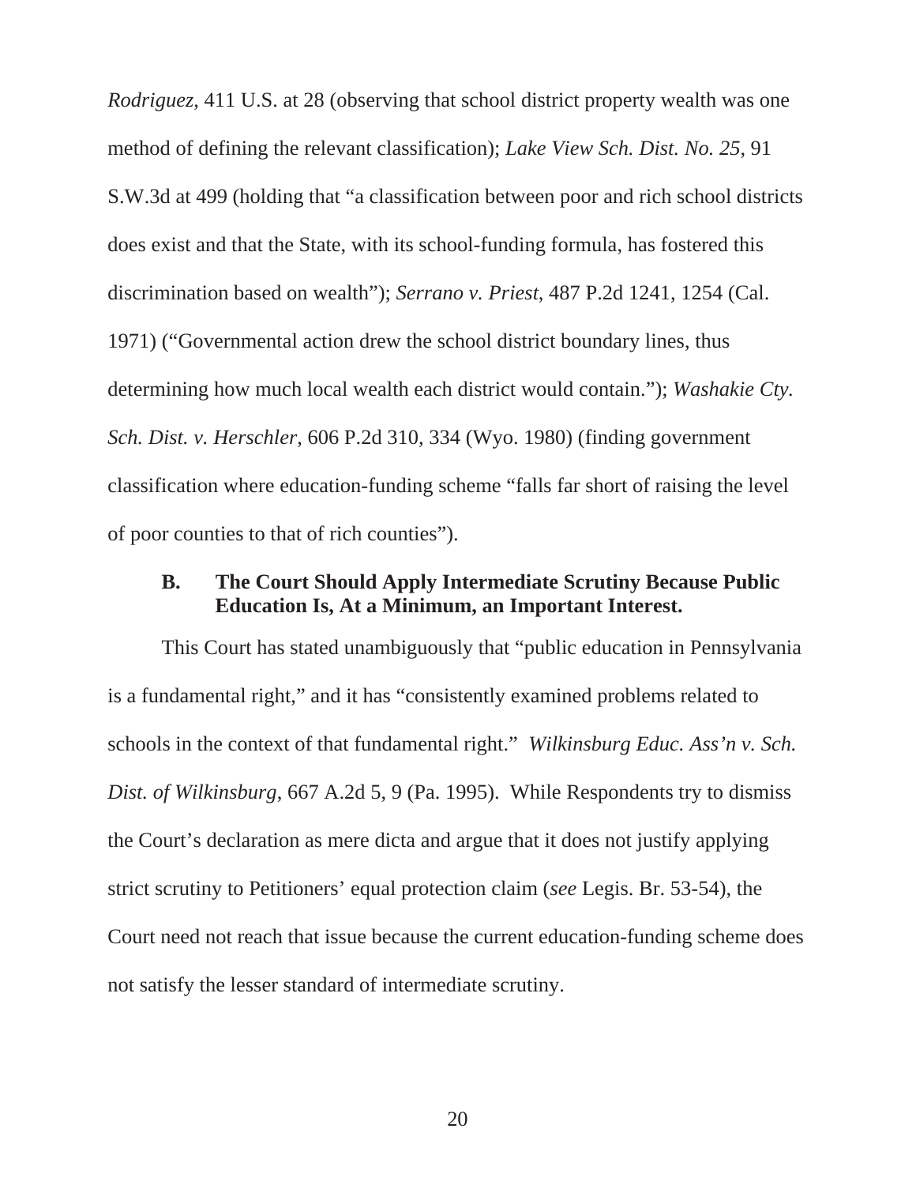*Rodriguez*, 411 U.S. at 28 (observing that school district property wealth was one method of defining the relevant classification); *Lake View Sch. Dist. No. 25*, 91 S.W.3d at 499 (holding that "a classification between poor and rich school districts does exist and that the State, with its school-funding formula, has fostered this discrimination based on wealth"); *Serrano v. Priest*, 487 P.2d 1241, 1254 (Cal. 1971) ("Governmental action drew the school district boundary lines, thus determining how much local wealth each district would contain."); *Washakie Cty. Sch. Dist. v. Herschler*, 606 P.2d 310, 334 (Wyo. 1980) (finding government classification where education-funding scheme "falls far short of raising the level of poor counties to that of rich counties").

### B. The Court Should Apply Intermediate Scrutiny Because Public Education Is, At a Minimum, an Important Interest.

This Court has stated unambiguously that "public education in Pennsylvania is a fundamental right," and it has "consistently examined problems related to schools in the context of that fundamental right." *Wilkinsburg Educ. Ass'n v. Sch. Dist. of Wilkinsburg*, 667 A.2d 5, 9 (Pa. 1995). While Respondents try to dismiss the Court's declaration as mere dicta and argue that it does not justify applying strict scrutiny to Petitioners' equal protection claim (*see* Legis. Br. 53-54), the Court need not reach that issue because the current education-funding scheme does not satisfy the lesser standard of intermediate scrutiny.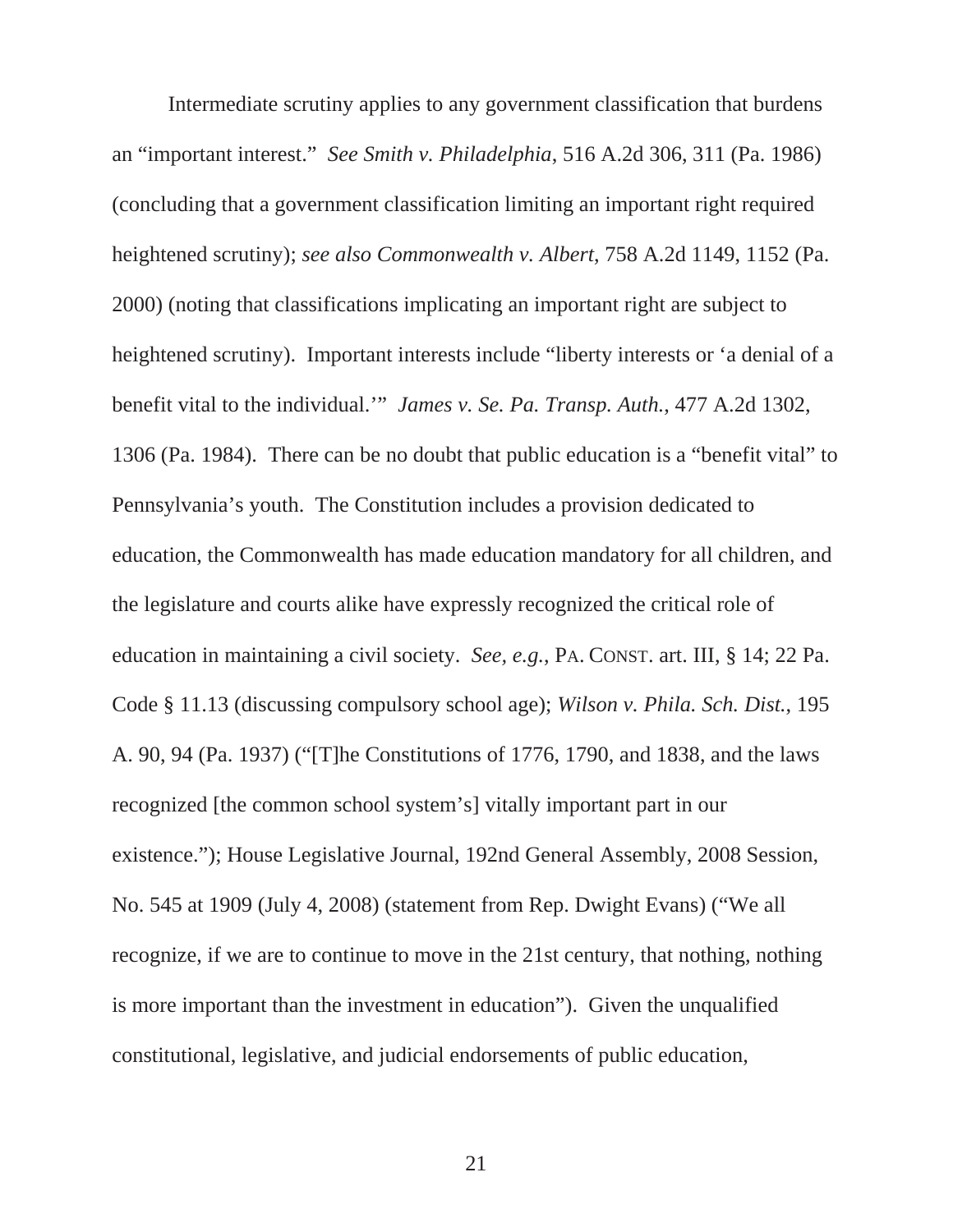Intermediate scrutiny applies to any government classification that burdens an "important interest." *See Smith v. Philadelphia*, 516 A.2d 306, 311 (Pa. 1986) (concluding that a government classification limiting an important right required heightened scrutiny); *see also Commonwealth v. Albert*, 758 A.2d 1149, 1152 (Pa. 2000) (noting that classifications implicating an important right are subject to heightened scrutiny). Important interests include "liberty interests or 'a denial of a benefit vital to the individual.'" *James v. Se. Pa. Transp. Auth.*, 477 A.2d 1302, 1306 (Pa. 1984). There can be no doubt that public education is a "benefit vital" to Pennsylvania's youth. The Constitution includes a provision dedicated to education, the Commonwealth has made education mandatory for all children, and the legislature and courts alike have expressly recognized the critical role of education in maintaining a civil society. *See, e.g.*, PA. CONST. art. III, § 14; 22 Pa. Code § 11.13 (discussing compulsory school age); *Wilson v. Phila. Sch. Dist.*, 195 A. 90, 94 (Pa. 1937) ("[T]he Constitutions of 1776, 1790, and 1838, and the laws recognized [the common school system's] vitally important part in our existence."); House Legislative Journal, 192nd General Assembly, 2008 Session, No. 545 at 1909 (July 4, 2008) (statement from Rep. Dwight Evans) ("We all recognize, if we are to continue to move in the 21st century, that nothing, nothing is more important than the investment in education"). Given the unqualified constitutional, legislative, and judicial endorsements of public education,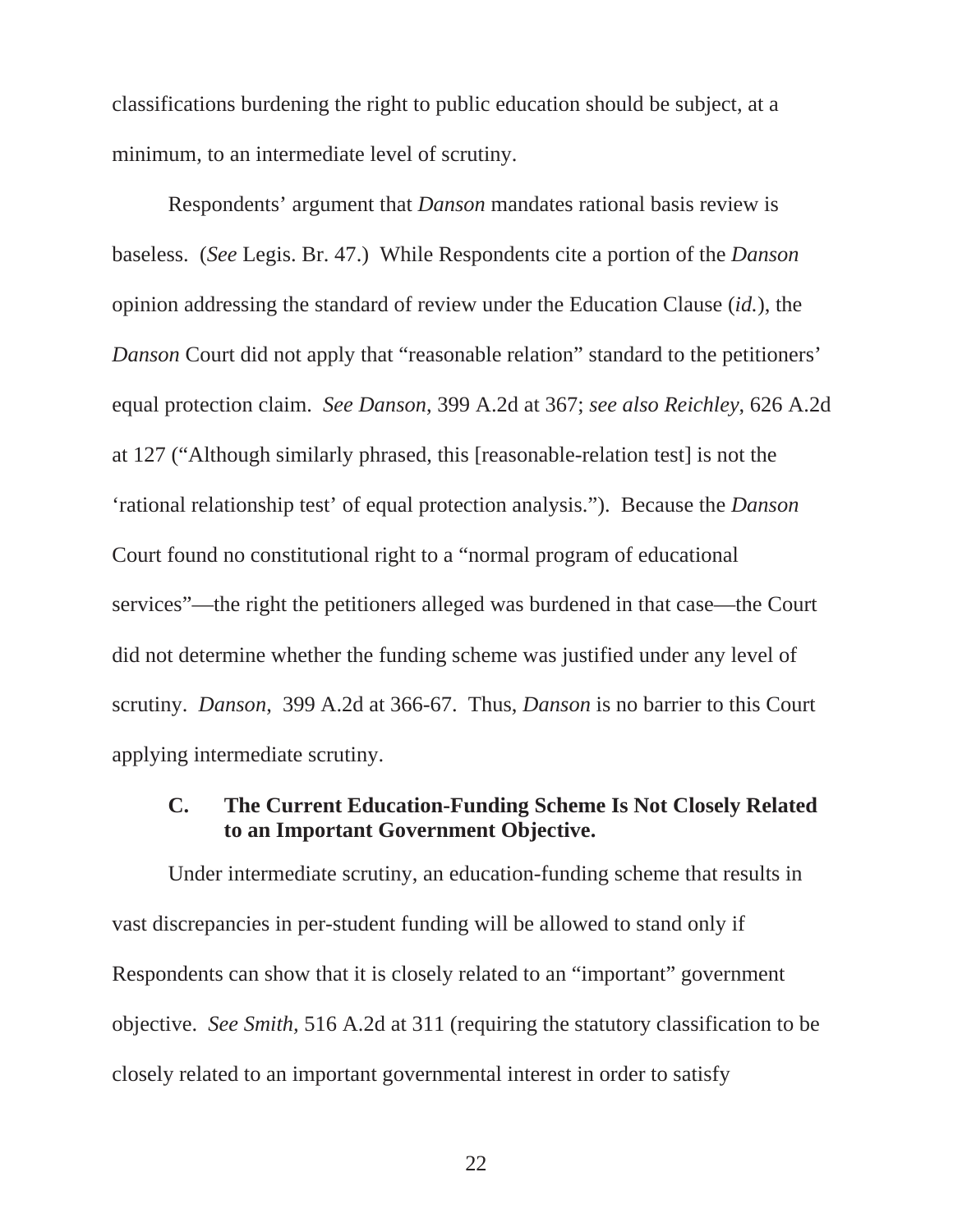classifications burdening the right to public education should be subject, at a minimum, to an intermediate level of scrutiny.

Respondents' argument that *Danson* mandates rational basis review is baseless. (*See* Legis. Br. 47.) While Respondents cite a portion of the *Danson* opinion addressing the standard of review under the Education Clause (*id.*), the *Danson* Court did not apply that "reasonable relation" standard to the petitioners' equal protection claim. *See Danson*, 399 A.2d at 367; *see also Reichley*, 626 A.2d at 127 ("Although similarly phrased, this [reasonable-relation test] is not the 'rational relationship test' of equal protection analysis."). Because the *Danson* Court found no constitutional right to a "normal program of educational services"—the right the petitioners alleged was burdened in that case—the Court did not determine whether the funding scheme was justified under any level of scrutiny. *Danson*, 399 A.2d at 366-67. Thus, *Danson* is no barrier to this Court applying intermediate scrutiny.

### C. The Current Education-Funding Scheme Is Not Closely Related to an Important Government Objective.

Under intermediate scrutiny, an education-funding scheme that results in vast discrepancies in per-student funding will be allowed to stand only if Respondents can show that it is closely related to an "important" government objective. *See Smith*, 516 A.2d at 311 (requiring the statutory classification to be closely related to an important governmental interest in order to satisfy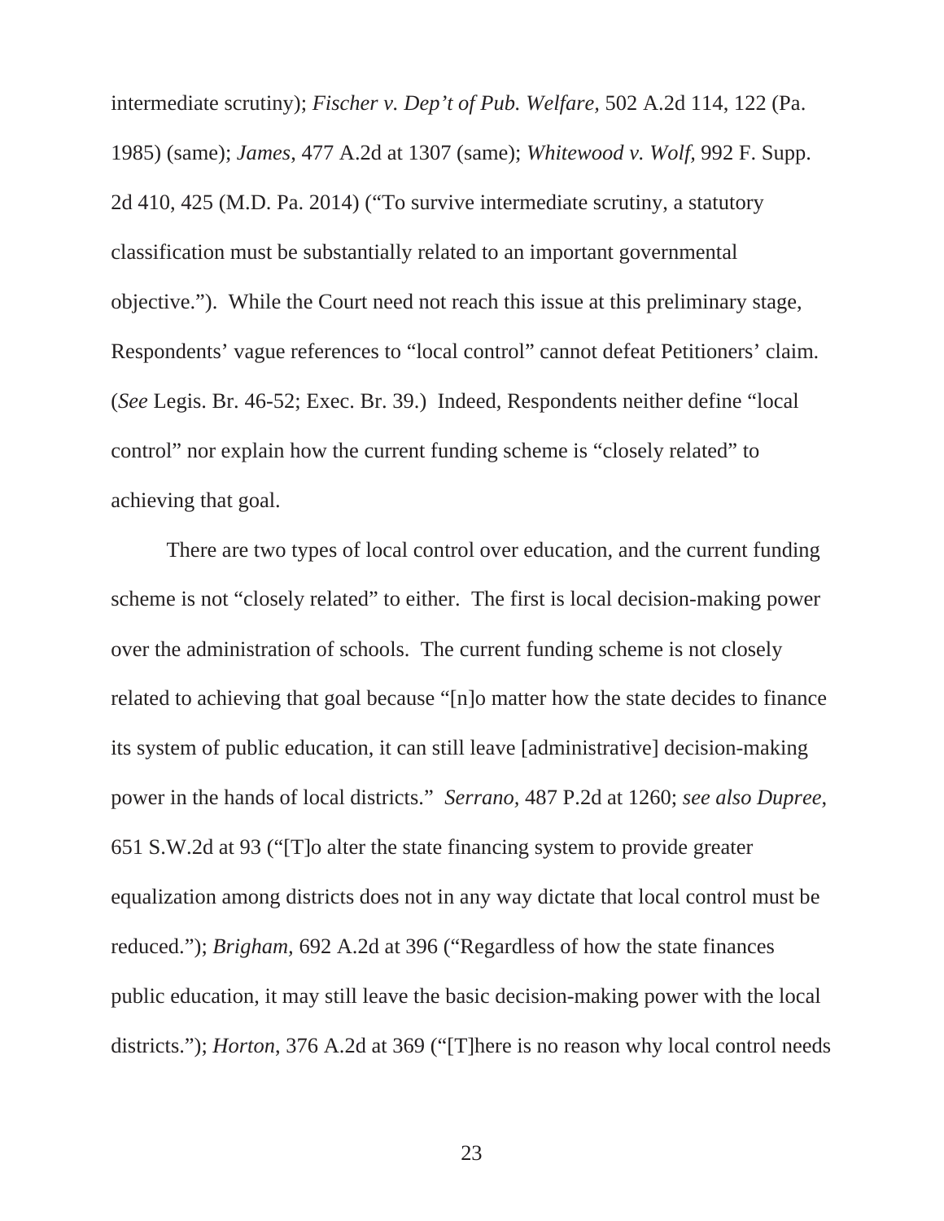intermediate scrutiny); *Fischer v. Dep't of Pub. Welfare*, 502 A.2d 114, 122 (Pa. 1985) (same); *James*, 477 A.2d at 1307 (same); *Whitewood v. Wolf*, 992 F. Supp. 2d 410, 425 (M.D. Pa. 2014) ("To survive intermediate scrutiny, a statutory classification must be substantially related to an important governmental objective."). While the Court need not reach this issue at this preliminary stage, Respondents' vague references to "local control" cannot defeat Petitioners' claim. (*See* Legis. Br. 46-52; Exec. Br. 39.) Indeed, Respondents neither define "local control" nor explain how the current funding scheme is "closely related" to achieving that goal.

There are two types of local control over education, and the current funding scheme is not "closely related" to either. The first is local decision-making power over the administration of schools. The current funding scheme is not closely related to achieving that goal because "[n]o matter how the state decides to finance its system of public education, it can still leave [administrative] decision-making power in the hands of local districts." *Serrano*, 487 P.2d at 1260; *see also Dupree*, 651 S.W.2d at 93 ("[T]o alter the state financing system to provide greater equalization among districts does not in any way dictate that local control must be reduced."); *Brigham*, 692 A.2d at 396 ("Regardless of how the state finances public education, it may still leave the basic decision-making power with the local districts."); *Horton*, 376 A.2d at 369 ("[T]here is no reason why local control needs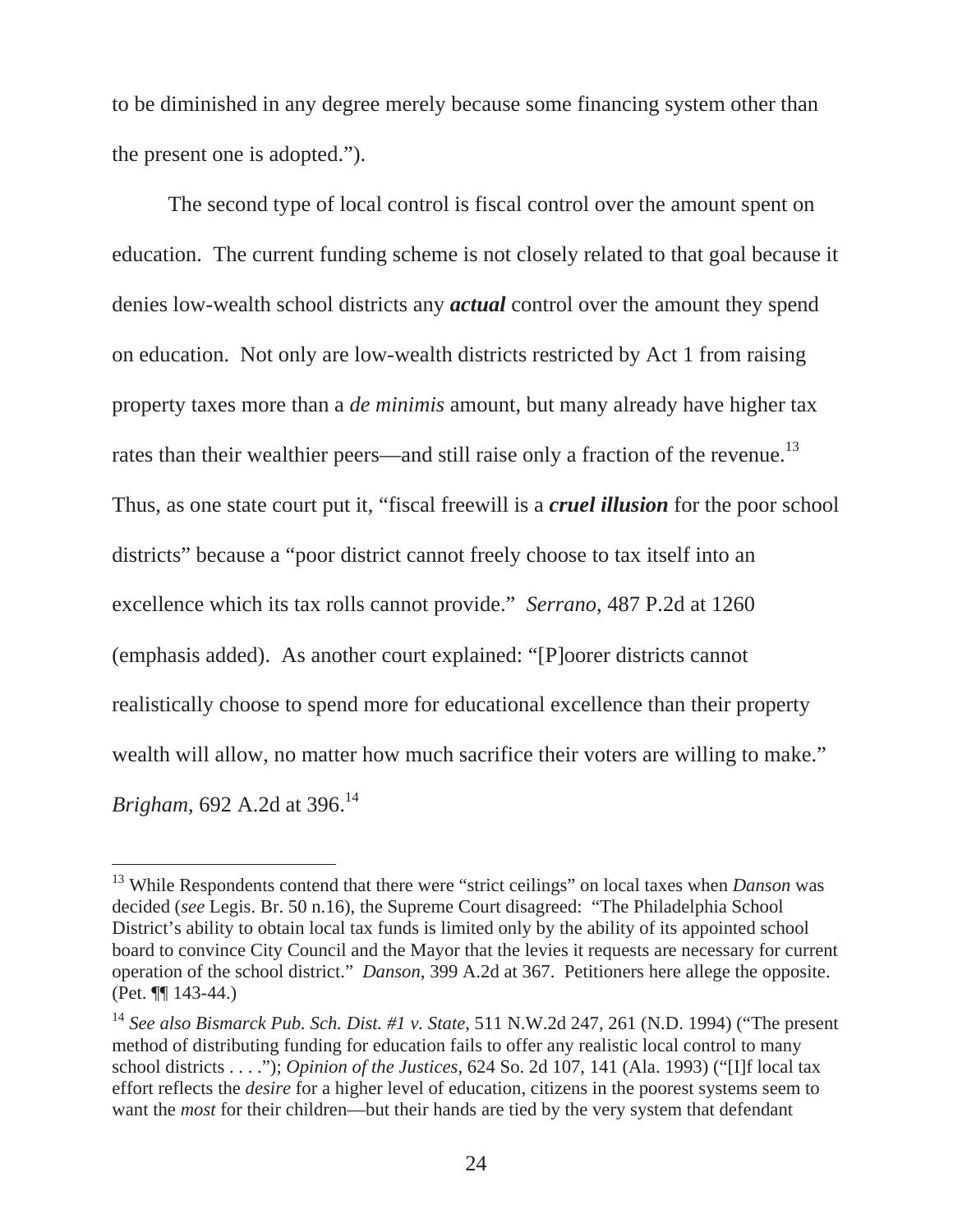to be diminished in any degree merely because some financing system other than the present one is adopted.").

The second type of local control is fiscal control over the amount spent on education. The current funding scheme is not closely related to that goal because it denies low-wealth school districts any ***actual*** control over the amount they spend on education. Not only are low-wealth districts restricted by Act 1 from raising property taxes more than a *de minimis* amount, but many already have higher tax rates than their wealthier peers—and still raise only a fraction of the revenue.[13] Thus, as one state court put it, "fiscal freewill is a ***cruel illusion*** for the poor school districts" because a "poor district cannot freely choose to tax itself into an excellence which its tax rolls cannot provide." *Serrano*, 487 P.2d at 1260 (emphasis added). As another court explained: "[P]oorer districts cannot realistically choose to spend more for educational excellence than their property wealth will allow, no matter how much sacrifice their voters are willing to make." *Brigham*, 692 A.2d at 396.[14]

---

[13] While Respondents contend that there were "strict ceilings" on local taxes when *Danson* was decided (*see* Legis. Br. 50 n.16), the Supreme Court disagreed: "The Philadelphia School District's ability to obtain local tax funds is limited only by the ability of its appointed school board to convince City Council and the Mayor that the levies it requests are necessary for current operation of the school district." *Danson*, 399 A.2d at 367. Petitioners here allege the opposite. (Pet. ¶¶ 143-44.)

[14] *See also Bismarck Pub. Sch. Dist. #1 v. State*, 511 N.W.2d 247, 261 (N.D. 1994) ("The present method of distributing funding for education fails to offer any realistic local control to many school districts . . . ."); *Opinion of the Justices*, 624 So. 2d 107, 141 (Ala. 1993) ("[I]f local tax effort reflects the *desire* for a higher level of education, citizens in the poorest systems seem to want the *most* for their children—but their hands are tied by the very system that defendant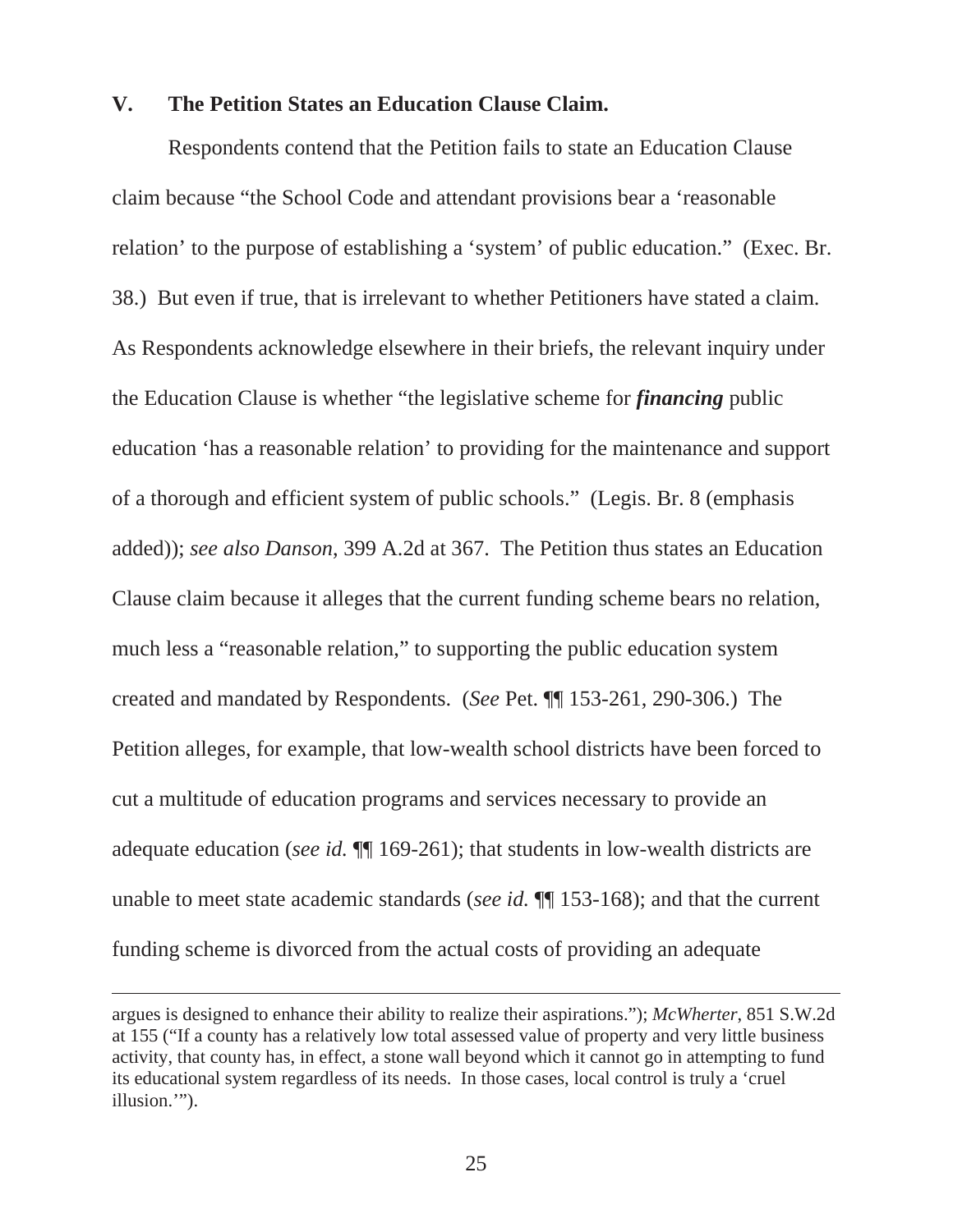## V. The Petition States an Education Clause Claim.

Respondents contend that the Petition fails to state an Education Clause claim because "the School Code and attendant provisions bear a 'reasonable relation' to the purpose of establishing a 'system' of public education." (Exec. Br. 38.) But even if true, that is irrelevant to whether Petitioners have stated a claim. As Respondents acknowledge elsewhere in their briefs, the relevant inquiry under the Education Clause is whether "the legislative scheme for ***financing*** public education 'has a reasonable relation' to providing for the maintenance and support of a thorough and efficient system of public schools." (Legis. Br. 8 (emphasis added)); *see also Danson*, 399 A.2d at 367. The Petition thus states an Education Clause claim because it alleges that the current funding scheme bears no relation, much less a "reasonable relation," to supporting the public education system created and mandated by Respondents. (*See* Pet. ¶¶ 153-261, 290-306.) The Petition alleges, for example, that low-wealth school districts have been forced to cut a multitude of education programs and services necessary to provide an adequate education (*see id.* ¶¶ 169-261); that students in low-wealth districts are unable to meet state academic standards (*see id.* ¶¶ 153-168); and that the current funding scheme is divorced from the actual costs of providing an adequate

---

argues is designed to enhance their ability to realize their aspirations."); *McWherter*, 851 S.W.2d at 155 ("If a county has a relatively low total assessed value of property and very little business activity, that county has, in effect, a stone wall beyond which it cannot go in attempting to fund its educational system regardless of its needs. In those cases, local control is truly a 'cruel illusion.'").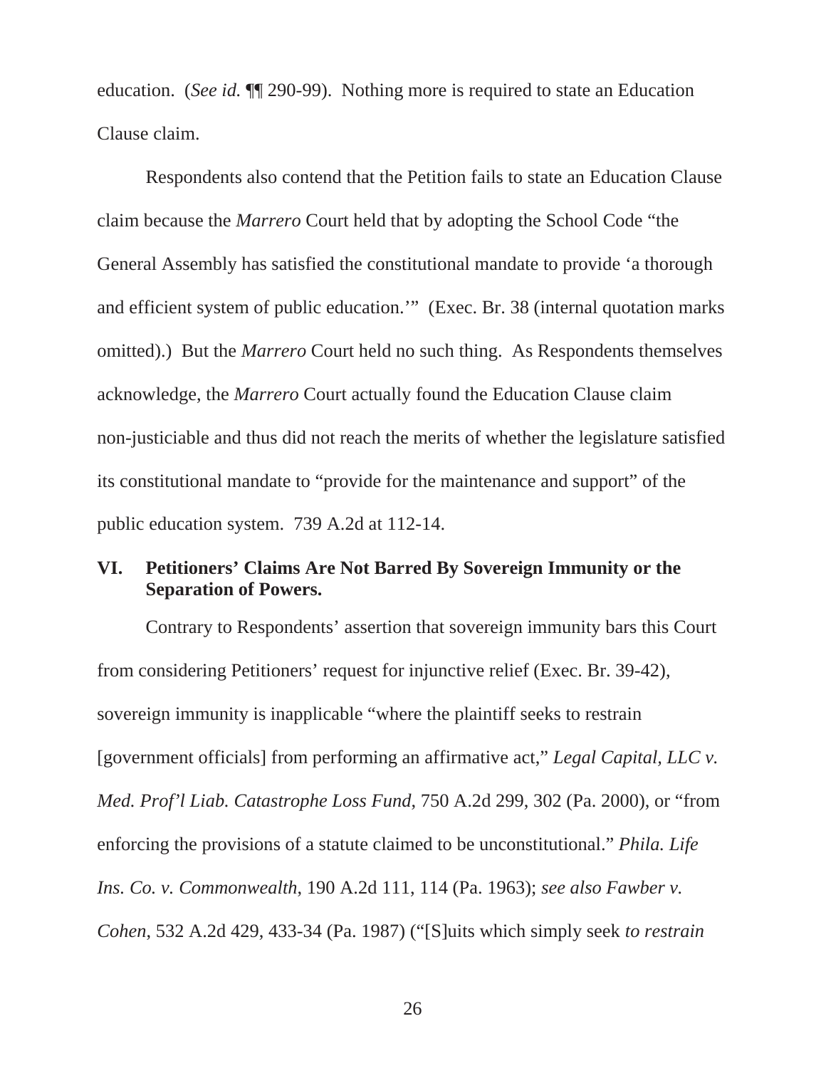education. (*See id.* ¶¶ 290-99). Nothing more is required to state an Education Clause claim.

Respondents also contend that the Petition fails to state an Education Clause claim because the *Marrero* Court held that by adopting the School Code "the General Assembly has satisfied the constitutional mandate to provide 'a thorough and efficient system of public education.'" (Exec. Br. 38 (internal quotation marks omitted).) But the *Marrero* Court held no such thing. As Respondents themselves acknowledge, the *Marrero* Court actually found the Education Clause claim non-justiciable and thus did not reach the merits of whether the legislature satisfied its constitutional mandate to "provide for the maintenance and support" of the public education system. 739 A.2d at 112-14.

## VI. Petitioners' Claims Are Not Barred By Sovereign Immunity or the Separation of Powers.

Contrary to Respondents' assertion that sovereign immunity bars this Court from considering Petitioners' request for injunctive relief (Exec. Br. 39-42), sovereign immunity is inapplicable "where the plaintiff seeks to restrain [government officials] from performing an affirmative act," *Legal Capital, LLC v. Med. Prof'l Liab. Catastrophe Loss Fund*, 750 A.2d 299, 302 (Pa. 2000), or "from enforcing the provisions of a statute claimed to be unconstitutional." *Phila. Life Ins. Co. v. Commonwealth*, 190 A.2d 111, 114 (Pa. 1963); *see also Fawber v. Cohen*, 532 A.2d 429, 433-34 (Pa. 1987) ("[S]uits which simply seek *to restrain*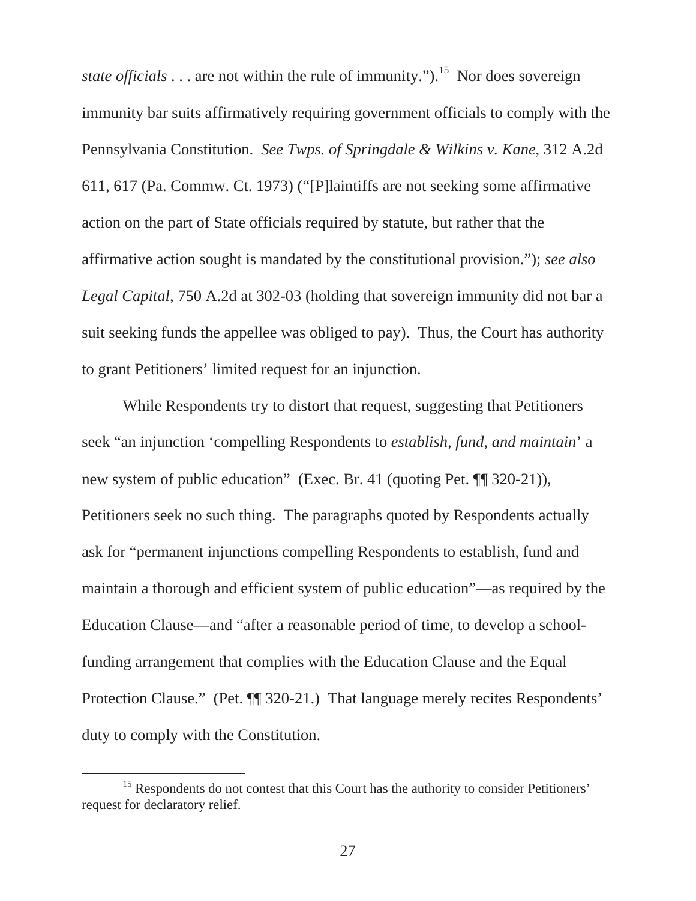*state officials* . . . are not within the rule of immunity.").[15] Nor does sovereign immunity bar suits affirmatively requiring government officials to comply with the Pennsylvania Constitution. *See Twps. of Springdale & Wilkins v. Kane*, 312 A.2d 611, 617 (Pa. Commw. Ct. 1973) ("[P]laintiffs are not seeking some affirmative action on the part of State officials required by statute, but rather that the affirmative action sought is mandated by the constitutional provision."); *see also Legal Capital*, 750 A.2d at 302-03 (holding that sovereign immunity did not bar a suit seeking funds the appellee was obliged to pay). Thus, the Court has authority to grant Petitioners' limited request for an injunction.

While Respondents try to distort that request, suggesting that Petitioners seek "an injunction 'compelling Respondents to *establish, fund, and maintain*' a new system of public education" (Exec. Br. 41 (quoting Pet. ¶¶ 320-21)), Petitioners seek no such thing. The paragraphs quoted by Respondents actually ask for "permanent injunctions compelling Respondents to establish, fund and maintain a thorough and efficient system of public education"—as required by the Education Clause—and "after a reasonable period of time, to develop a school-funding arrangement that complies with the Education Clause and the Equal Protection Clause." (Pet. ¶¶ 320-21.) That language merely recites Respondents' duty to comply with the Constitution.

[15] Respondents do not contest that this Court has the authority to consider Petitioners' request for declaratory relief.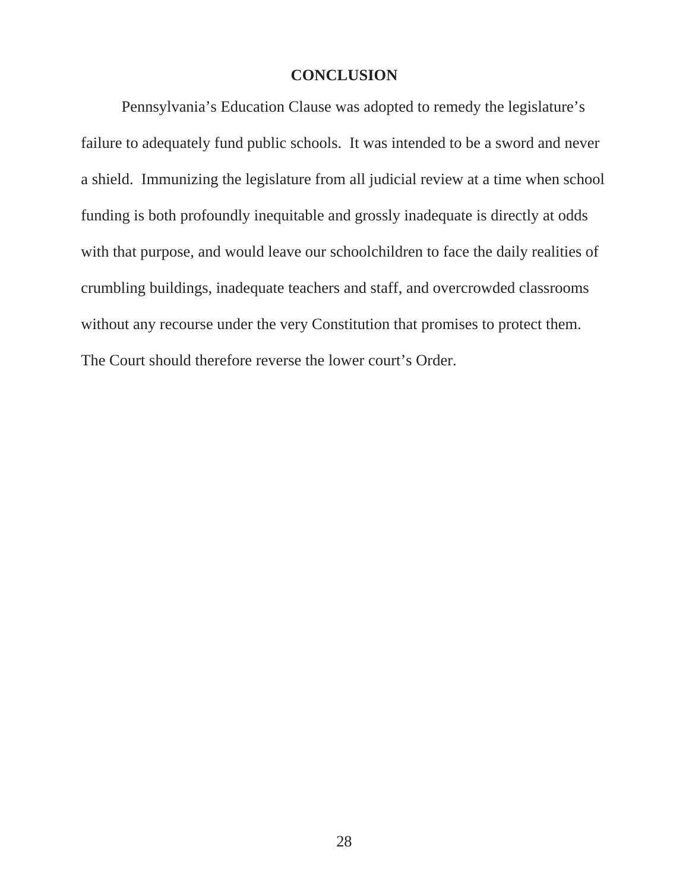## CONCLUSION

Pennsylvania's Education Clause was adopted to remedy the legislature's failure to adequately fund public schools. It was intended to be a sword and never a shield. Immunizing the legislature from all judicial review at a time when school funding is both profoundly inequitable and grossly inadequate is directly at odds with that purpose, and would leave our schoolchildren to face the daily realities of crumbling buildings, inadequate teachers and staff, and overcrowded classrooms without any recourse under the very Constitution that promises to protect them. The Court should therefore reverse the lower court's Order.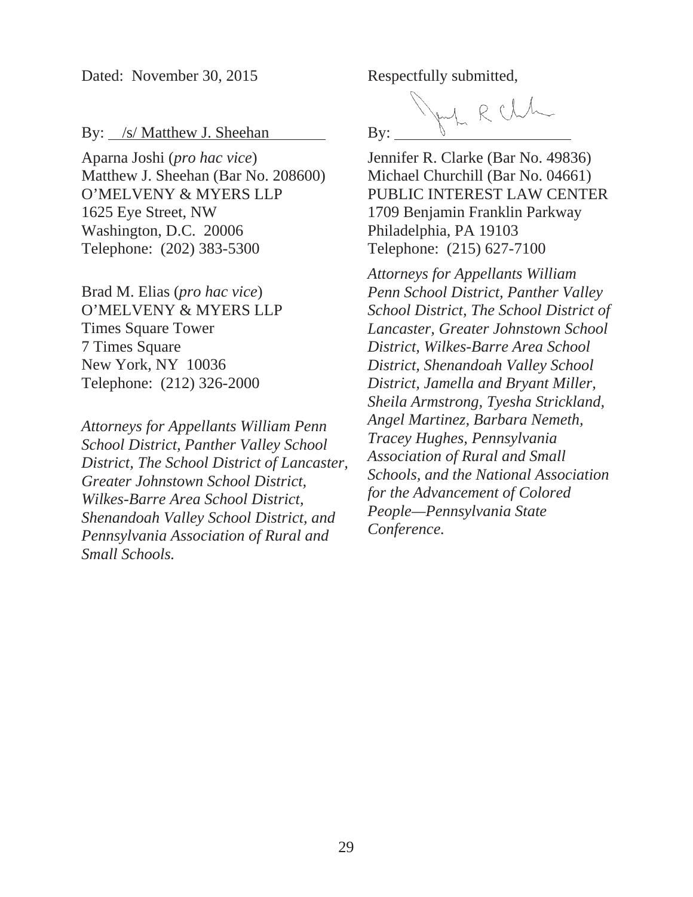Dated: November 30, 2015

By: /s/ Matthew J. Sheehan

Aparna Joshi (*pro hac vice*)
Matthew J. Sheehan (Bar No. 208600)
O'MELVENY & MYERS LLP
1625 Eye Street, NW
Washington, D.C. 20006
Telephone: (202) 383-5300

Brad M. Elias (*pro hac vice*)
O'MELVENY & MYERS LLP
Times Square Tower
7 Times Square
New York, NY 10036
Telephone: (212) 326-2000

*Attorneys for Appellants William Penn School District, Panther Valley School District, The School District of Lancaster, Greater Johnstown School District, Wilkes-Barre Area School District, Shenandoah Valley School District, and Pennsylvania Association of Rural and Small Schools.*

Respectfully submitted,

By: 

Jennifer R. Clarke (Bar No. 49836)
Michael Churchill (Bar No. 04661)
PUBLIC INTEREST LAW CENTER
1709 Benjamin Franklin Parkway
Philadelphia, PA 19103
Telephone: (215) 627-7100

*Attorneys for Appellants William Penn School District, Panther Valley School District, The School District of Lancaster, Greater Johnstown School District, Wilkes-Barre Area School District, Shenandoah Valley School District, Jamella and Bryant Miller, Sheila Armstrong, Tyesha Strickland, Angel Martinez, Barbara Nemeth, Tracey Hughes, Pennsylvania Association of Rural and Small Schools, and the National Association for the Advancement of Colored People—Pennsylvania State Conference.*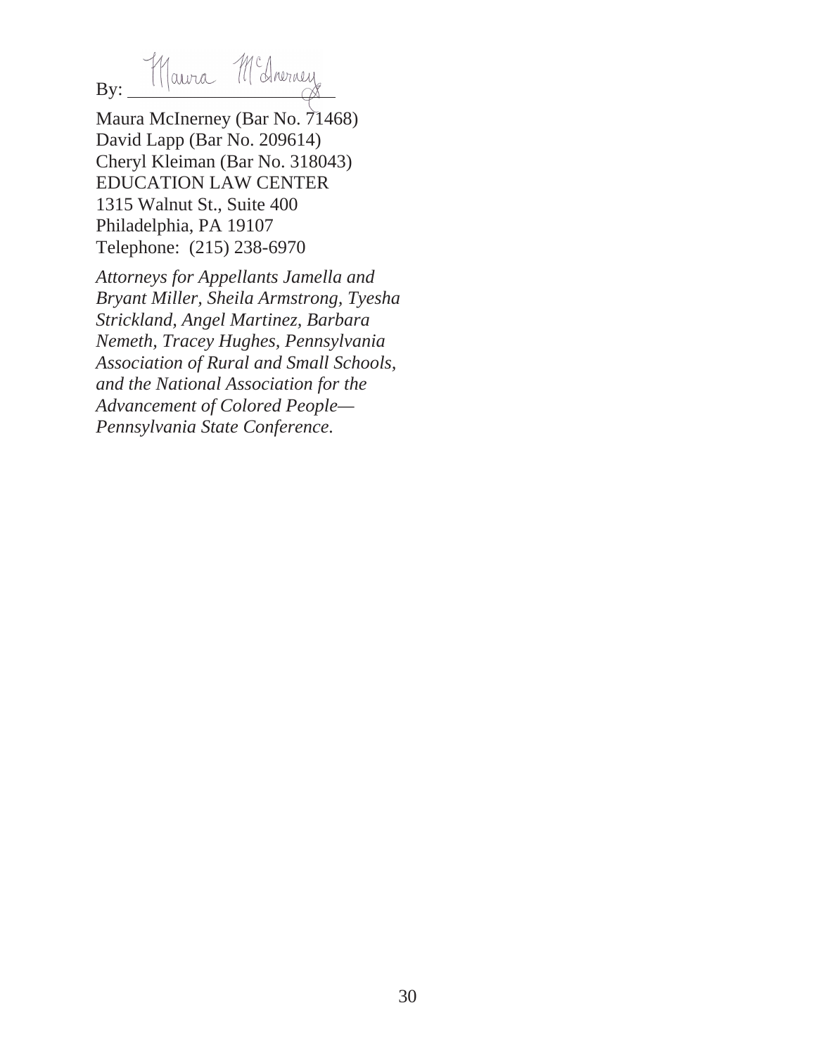By: /s/ Maura McInerney

Maura McInerney (Bar No. 71468)
David Lapp (Bar No. 209614)
Cheryl Kleiman (Bar No. 318043)
EDUCATION LAW CENTER
1315 Walnut St., Suite 400
Philadelphia, PA 19107
Telephone: (215) 238-6970

*Attorneys for Appellants Jamella and Bryant Miller, Sheila Armstrong, Tyesha Strickland, Angel Martinez, Barbara Nemeth, Tracey Hughes, Pennsylvania Association of Rural and Small Schools, and the National Association for the Advancement of Colored People—Pennsylvania State Conference.*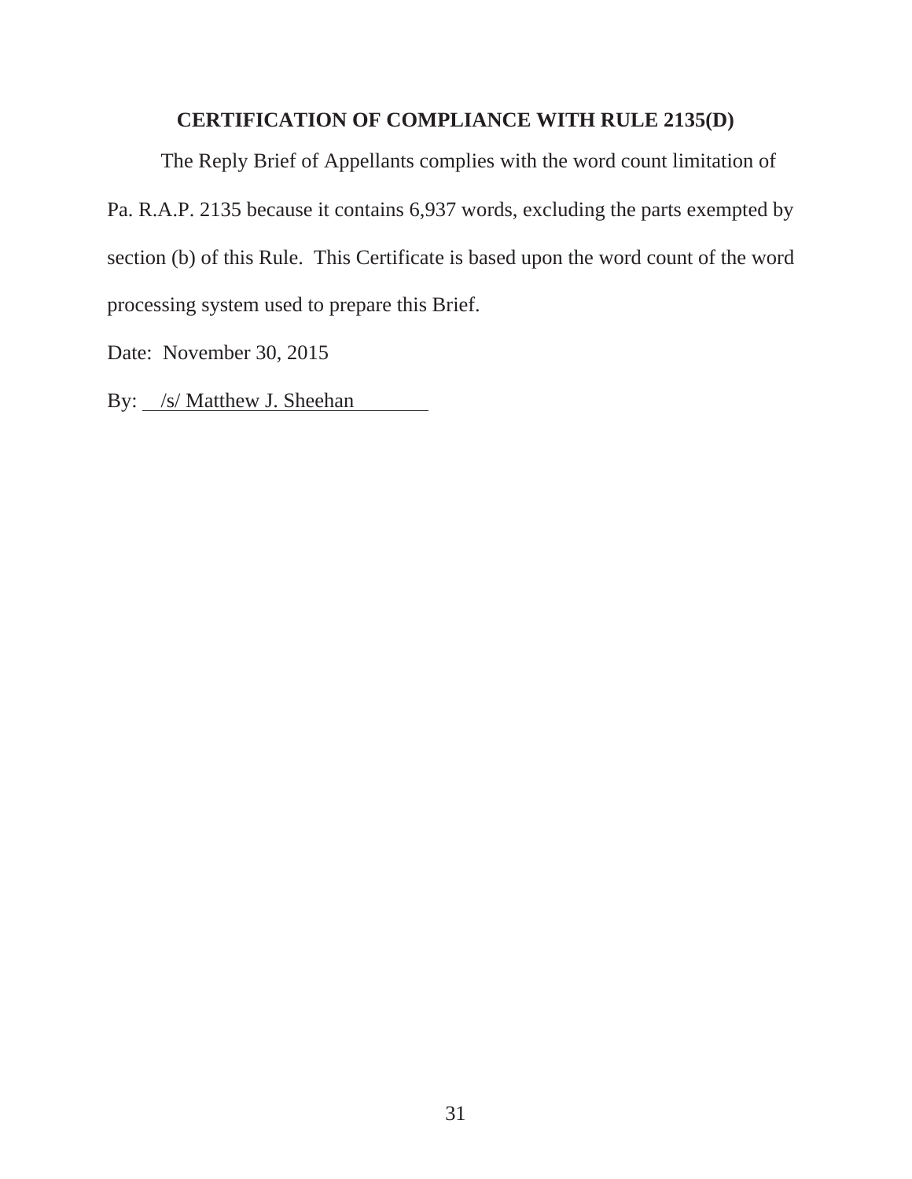## CERTIFICATION OF COMPLIANCE WITH RULE 2135(D)

The Reply Brief of Appellants complies with the word count limitation of Pa. R.A.P. 2135 because it contains 6,937 words, excluding the parts exempted by section (b) of this Rule. This Certificate is based upon the word count of the word processing system used to prepare this Brief.

Date: November 30, 2015

By: /s/ Matthew J. Sheehan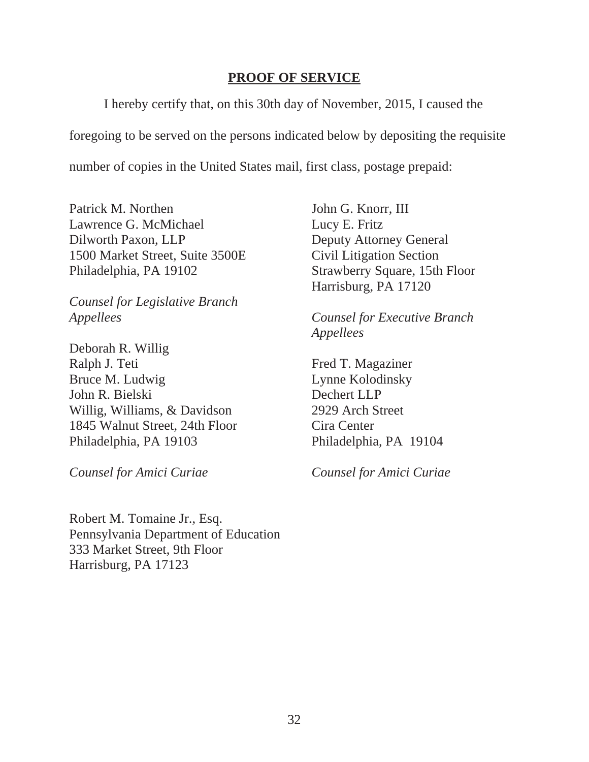## PROOF OF SERVICE

I hereby certify that, on this 30th day of November, 2015, I caused the foregoing to be served on the persons indicated below by depositing the requisite number of copies in the United States mail, first class, postage prepaid:

Patrick M. Northen
Lawrence G. McMichael
Dilworth Paxon, LLP
1500 Market Street, Suite 3500E
Philadelphia, PA 19102

*Counsel for Legislative Branch Appellees*

John G. Knorr, III
Lucy E. Fritz
Deputy Attorney General
Civil Litigation Section
Strawberry Square, 15th Floor
Harrisburg, PA 17120

*Counsel for Executive Branch Appellees*

Deborah R. Willig
Ralph J. Teti
Bruce M. Ludwig
John R. Bielski
Willig, Williams, & Davidson
1845 Walnut Street, 24th Floor
Philadelphia, PA 19103

*Counsel for Amici Curiae*

Fred T. Magaziner
Lynne Kolodinsky
Dechert LLP
2929 Arch Street
Cira Center
Philadelphia, PA 19104

*Counsel for Amici Curiae*

Robert M. Tomaine Jr., Esq.
Pennsylvania Department of Education
333 Market Street, 9th Floor
Harrisburg, PA 17123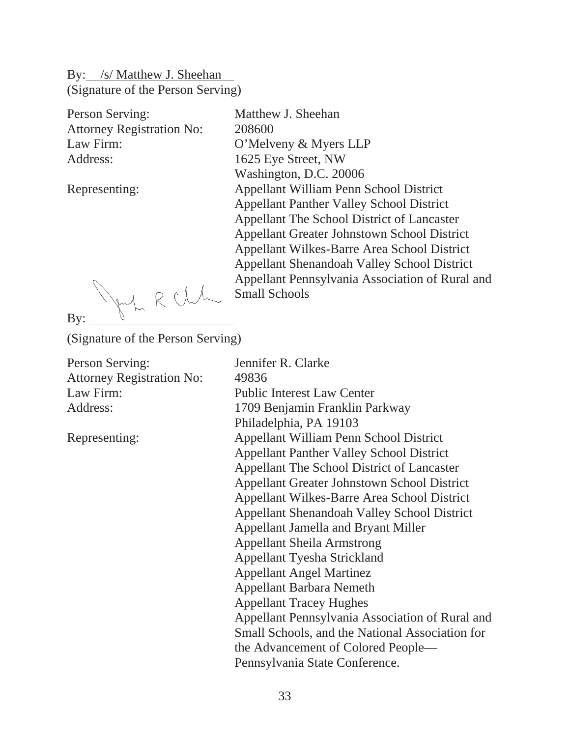By: /s/ Matthew J. Sheehan
(Signature of the Person Serving)

| | |
|---|---|
| Person Serving: | Matthew J. Sheehan |
| Attorney Registration No: | 208600 |
| Law Firm: | O'Melveny & Myers LLP |
| Address: | 1625 Eye Street, NW<br>Washington, D.C. 20006 |
| Representing: | Appellant William Penn School District<br>Appellant Panther Valley School District<br>Appellant The School District of Lancaster<br>Appellant Greater Johnstown School District<br>Appellant Wilkes-Barre Area School District<br>Appellant Shenandoah Valley School District<br>Appellant Pennsylvania Association of Rural and Small Schools |

By: Jennifer R. Clarke
(Signature of the Person Serving)

| | |
|---|---|
| Person Serving: | Jennifer R. Clarke |
| Attorney Registration No: | 49836 |
| Law Firm: | Public Interest Law Center |
| Address: | 1709 Benjamin Franklin Parkway<br>Philadelphia, PA 19103 |
| Representing: | Appellant William Penn School District<br>Appellant Panther Valley School District<br>Appellant The School District of Lancaster<br>Appellant Greater Johnstown School District<br>Appellant Wilkes-Barre Area School District<br>Appellant Shenandoah Valley School District<br>Appellant Jamella and Bryant Miller<br>Appellant Sheila Armstrong<br>Appellant Tyesha Strickland<br>Appellant Angel Martinez<br>Appellant Barbara Nemeth<br>Appellant Tracey Hughes<br>Appellant Pennsylvania Association of Rural and Small Schools, and the National Association for the Advancement of Colored People—Pennsylvania State Conference. |